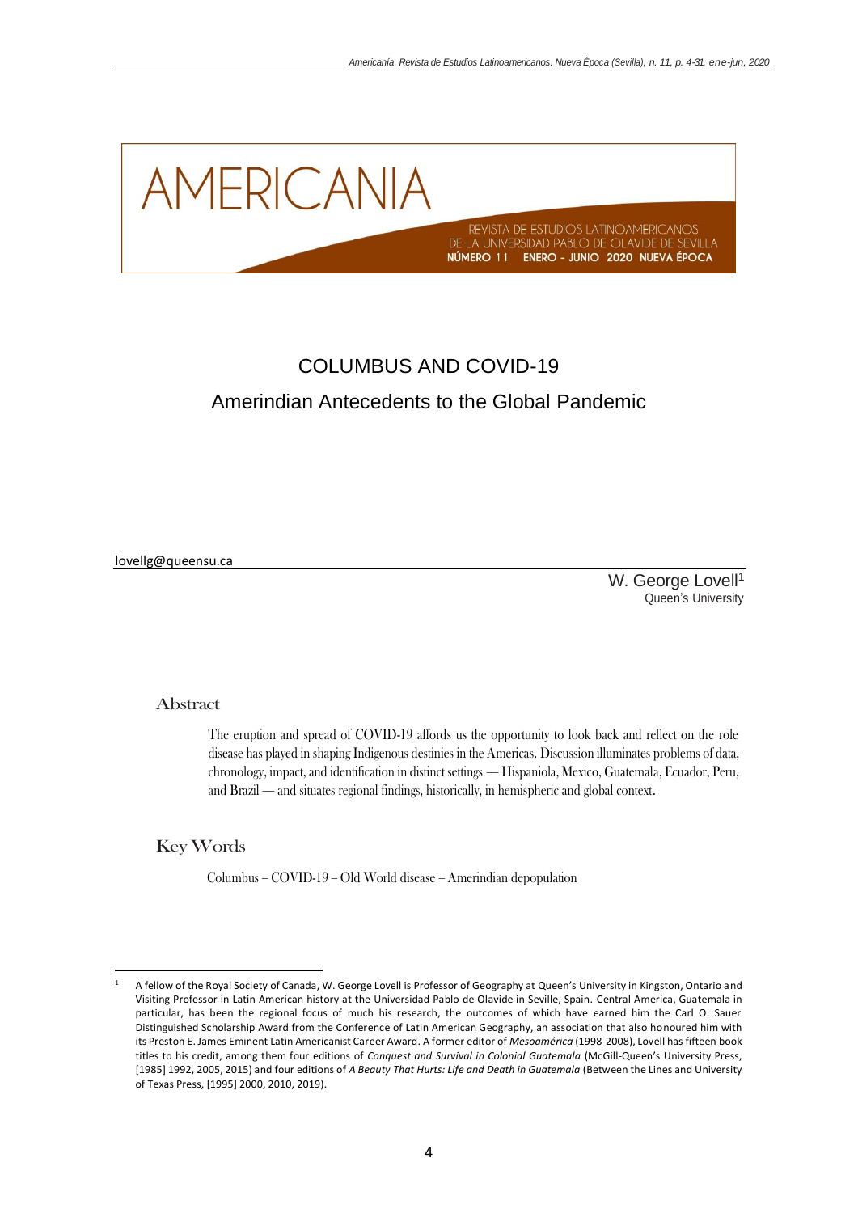# AMERICANIA

REVISTA DE ESTUDIOS LATINOAMERICANOS
DE LA UNIVERSIDAD PABLO DE OLAVIDE DE SEVILLA
**NÚMERO 11 ENERO - JUNIO 2020 NUEVA ÉPOCA**

# COLUMBUS AND COVID-19

## Amerindian Antecedents to the Global Pandemic

lovellg@queensu.ca

W. George Lovell[1]
Queen's University

### Abstract

The eruption and spread of COVID-19 affords us the opportunity to look back and reflect on the role disease has played in shaping Indigenous destinies in the Americas. Discussion illuminates problems of data, chronology, impact, and identification in distinct settings — Hispaniola, Mexico, Guatemala, Ecuador, Peru, and Brazil — and situates regional findings, historically, in hemispheric and global context.

### Key Words

Columbus – COVID-19 – Old World disease – Amerindian depopulation

---

[1] A fellow of the Royal Society of Canada, W. George Lovell is Professor of Geography at Queen's University in Kingston, Ontario and Visiting Professor in Latin American history at the Universidad Pablo de Olavide in Seville, Spain. Central America, Guatemala in particular, has been the regional focus of much his research, the outcomes of which have earned him the Carl O. Sauer Distinguished Scholarship Award from the Conference of Latin American Geography, an association that also honoured him with its Preston E. James Eminent Latin Americanist Career Award. A former editor of *Mesoamérica* (1998-2008), Lovell has fifteen book titles to his credit, among them four editions of *Conquest and Survival in Colonial Guatemala* (McGill-Queen's University Press, [1985] 1992, 2005, 2015) and four editions of *A Beauty That Hurts: Life and Death in Guatemala* (Between the Lines and University of Texas Press, [1995] 2000, 2010, 2019).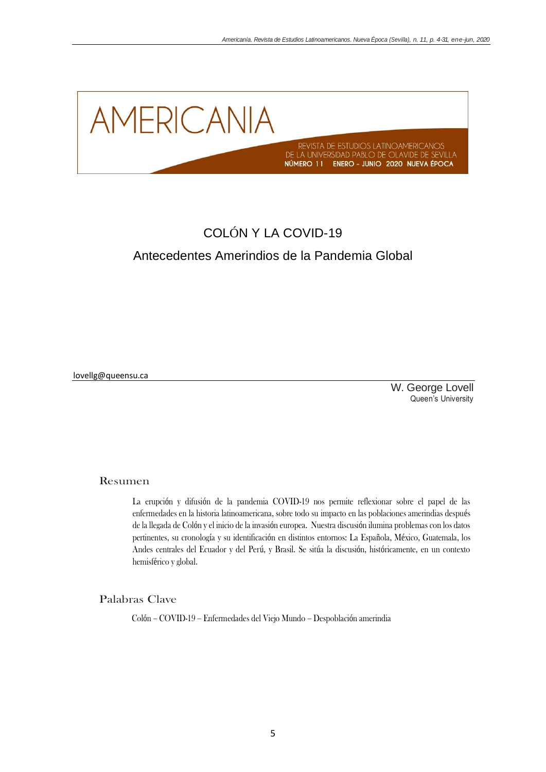AMERICANIA

REVISTA DE ESTUDIOS LATINOAMERICANOS
DE LA UNIVERSIDAD PABLO DE OLAVIDE DE SEVILLA
NÚMERO 11 ENERO - JUNIO 2020 NUEVA ÉPOCA

# COLÓN Y LA COVID-19

## Antecedentes Amerindios de la Pandemia Global

lovellg@queensu.ca

W. George Lovell
Queen's University

### Resumen

La erupción y difusión de la pandemia COVID-19 nos permite reflexionar sobre el papel de las enfermedades en la historia latinoamericana, sobre todo su impacto en las poblaciones amerindias después de la llegada de Colón y el inicio de la invasión europea. Nuestra discusión ilumina problemas con los datos pertinentes, su cronología y su identificación en distintos entornos: La Española, México, Guatemala, los Andes centrales del Ecuador y del Perú, y Brasil. Se sitúa la discusión, históricamente, en un contexto hemisférico y global.

### Palabras Clave

Colón – COVID-19 – Enfermedades del Viejo Mundo – Despoblación amerindia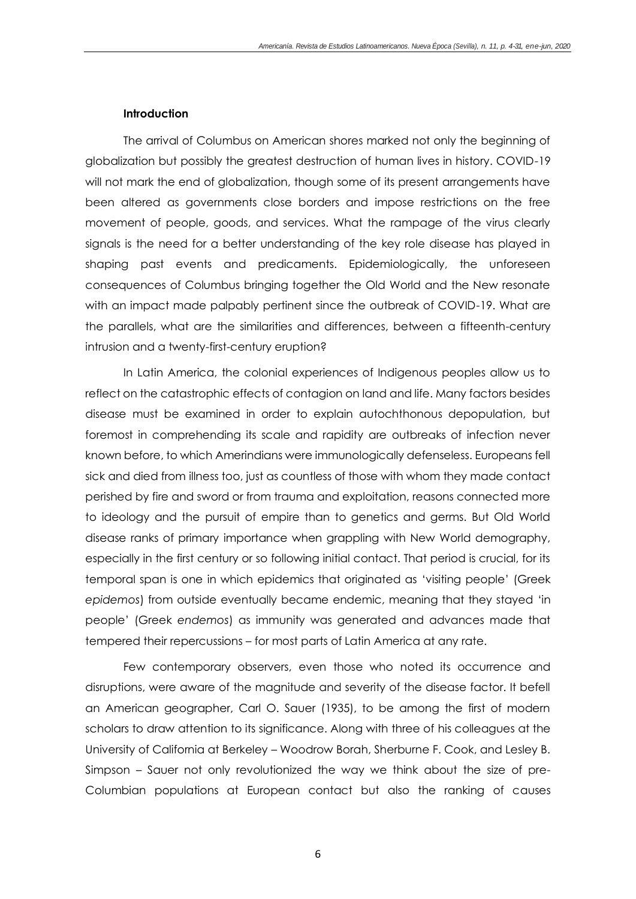### Introduction

The arrival of Columbus on American shores marked not only the beginning of globalization but possibly the greatest destruction of human lives in history. COVID-19 will not mark the end of globalization, though some of its present arrangements have been altered as governments close borders and impose restrictions on the free movement of people, goods, and services. What the rampage of the virus clearly signals is the need for a better understanding of the key role disease has played in shaping past events and predicaments. Epidemiologically, the unforeseen consequences of Columbus bringing together the Old World and the New resonate with an impact made palpably pertinent since the outbreak of COVID-19. What are the parallels, what are the similarities and differences, between a fifteenth-century intrusion and a twenty-first-century eruption?

In Latin America, the colonial experiences of Indigenous peoples allow us to reflect on the catastrophic effects of contagion on land and life. Many factors besides disease must be examined in order to explain autochthonous depopulation, but foremost in comprehending its scale and rapidity are outbreaks of infection never known before, to which Amerindians were immunologically defenseless. Europeans fell sick and died from illness too, just as countless of those with whom they made contact perished by fire and sword or from trauma and exploitation, reasons connected more to ideology and the pursuit of empire than to genetics and germs. But Old World disease ranks of primary importance when grappling with New World demography, especially in the first century or so following initial contact. That period is crucial, for its temporal span is one in which epidemics that originated as 'visiting people' (Greek *epidemos*) from outside eventually became endemic, meaning that they stayed 'in people' (Greek *endemos*) as immunity was generated and advances made that tempered their repercussions – for most parts of Latin America at any rate.

Few contemporary observers, even those who noted its occurrence and disruptions, were aware of the magnitude and severity of the disease factor. It befell an American geographer, Carl O. Sauer (1935), to be among the first of modern scholars to draw attention to its significance. Along with three of his colleagues at the University of California at Berkeley – Woodrow Borah, Sherburne F. Cook, and Lesley B. Simpson – Sauer not only revolutionized the way we think about the size of pre-Columbian populations at European contact but also the ranking of causes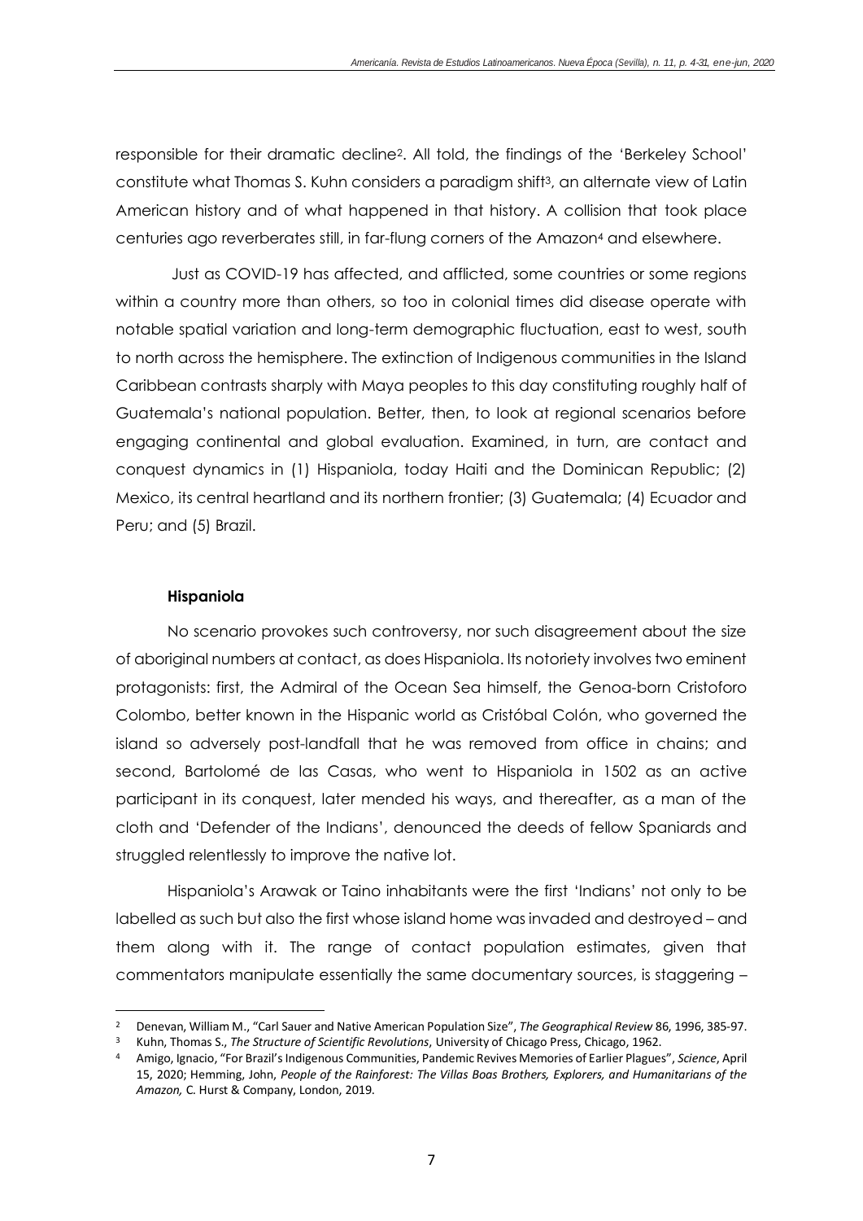responsible for their dramatic decline[2]. All told, the findings of the 'Berkeley School' constitute what Thomas S. Kuhn considers a paradigm shift[3], an alternate view of Latin American history and of what happened in that history. A collision that took place centuries ago reverberates still, in far-flung corners of the Amazon[4] and elsewhere.

Just as COVID-19 has affected, and afflicted, some countries or some regions within a country more than others, so too in colonial times did disease operate with notable spatial variation and long-term demographic fluctuation, east to west, south to north across the hemisphere. The extinction of Indigenous communities in the Island Caribbean contrasts sharply with Maya peoples to this day constituting roughly half of Guatemala's national population. Better, then, to look at regional scenarios before engaging continental and global evaluation. Examined, in turn, are contact and conquest dynamics in (1) Hispaniola, today Haiti and the Dominican Republic; (2) Mexico, its central heartland and its northern frontier; (3) Guatemala; (4) Ecuador and Peru; and (5) Brazil.

### Hispaniola

No scenario provokes such controversy, nor such disagreement about the size of aboriginal numbers at contact, as does Hispaniola. Its notoriety involves two eminent protagonists: first, the Admiral of the Ocean Sea himself, the Genoa-born Cristoforo Colombo, better known in the Hispanic world as Cristóbal Colón, who governed the island so adversely post-landfall that he was removed from office in chains; and second, Bartolomé de las Casas, who went to Hispaniola in 1502 as an active participant in its conquest, later mended his ways, and thereafter, as a man of the cloth and 'Defender of the Indians', denounced the deeds of fellow Spaniards and struggled relentlessly to improve the native lot.

Hispaniola's Arawak or Taino inhabitants were the first 'Indians' not only to be labelled as such but also the first whose island home was invaded and destroyed – and them along with it. The range of contact population estimates, given that commentators manipulate essentially the same documentary sources, is staggering –

---

[2] Denevan, William M., "Carl Sauer and Native American Population Size", *The Geographical Review* 86, 1996, 385-97.

[3] Kuhn, Thomas S., *The Structure of Scientific Revolutions*, University of Chicago Press, Chicago, 1962.

[4] Amigo, Ignacio, "For Brazil's Indigenous Communities, Pandemic Revives Memories of Earlier Plagues", *Science*, April 15, 2020; Hemming, John, *People of the Rainforest: The Villas Boas Brothers, Explorers, and Humanitarians of the Amazon,* C. Hurst & Company, London, 2019.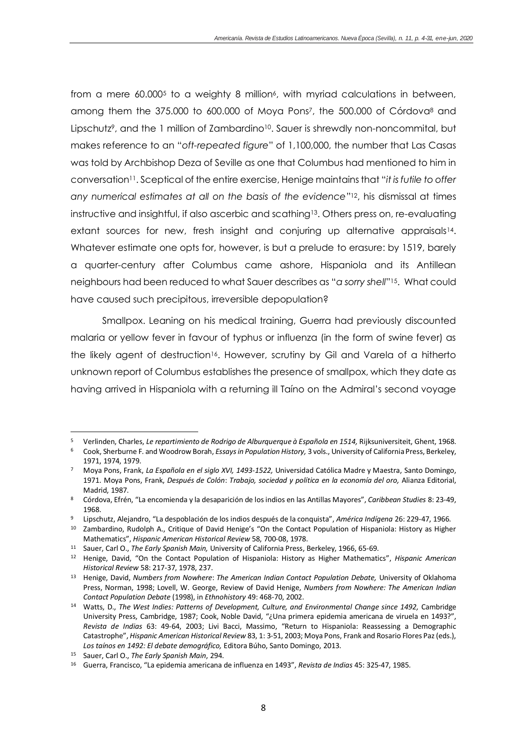from a mere 60.000[5] to a weighty 8 million[6], with myriad calculations in between, among them the 375.000 to 600.000 of Moya Pons[7], the 500.000 of Córdova[8] and Lipschutz[9], and the 1 million of Zambardino[10]. Sauer is shrewdly non-noncommital, but makes reference to an "*oft-repeated figure*" of 1,100,000, the number that Las Casas was told by Archbishop Deza of Seville as one that Columbus had mentioned to him in conversation[11]. Sceptical of the entire exercise, Henige maintains that "*it is futile to offer any numerical estimates at all on the basis of the evidence*"[12], his dismissal at times instructive and insightful, if also ascerbic and scathing[13]. Others press on, re-evaluating extant sources for new, fresh insight and conjuring up alternative appraisals[14]. Whatever estimate one opts for, however, is but a prelude to erasure: by 1519, barely a quarter-century after Columbus came ashore, Hispaniola and its Antillean neighbours had been reduced to what Sauer describes as "*a sorry shell*"[15]. What could have caused such precipitous, irreversible depopulation?

Smallpox. Leaning on his medical training, Guerra had previously discounted malaria or yellow fever in favour of typhus or influenza (in the form of swine fever) as the likely agent of destruction[16]. However, scrutiny by Gil and Varela of a hitherto unknown report of Columbus establishes the presence of smallpox, which they date as having arrived in Hispaniola with a returning ill Taíno on the Admiral's second voyage

---

[5] Verlinden, Charles, *Le repartimiento de Rodrigo de Alburquerque à Española en 1514,* Rijksuniversiteit, Ghent, 1968.

[6] Cook, Sherburne F. and Woodrow Borah, *Essays in Population History,* 3 vols., University of California Press, Berkeley, 1971, 1974, 1979.

[7] Moya Pons, Frank, *La Española en el siglo XVI, 1493-1522,* Universidad Católica Madre y Maestra, Santo Domingo, 1971. Moya Pons, Frank, *Después de Colón*: *Trabajo, sociedad y política en la economía del oro,* Alianza Editorial, Madrid, 1987.

[8] Córdova, Efrén, "La encomienda y la desaparición de los indios en las Antillas Mayores", *Caribbean Studies* 8: 23-49, 1968.

[9] Lipschutz, Alejandro, "La despoblación de los indios después de la conquista", *América Indígena* 26: 229-47, 1966.

[10] Zambardino, Rudolph A., Critique of David Henige's "On the Contact Population of Hispaniola: History as Higher Mathematics", *Hispanic American Historical Review* 58, 700-08, 1978.

[11] Sauer, Carl O., *The Early Spanish Main,* University of California Press, Berkeley, 1966, 65-69.

[12] Henige, David, "On the Contact Population of Hispaniola: History as Higher Mathematics", *Hispanic American Historical Review* 58: 217-37, 1978, 237.

[13] Henige, David, *Numbers from Nowhere*: *The American Indian Contact Population Debate,* University of Oklahoma Press, Norman, 1998; Lovell, W. George, Review of David Henige, *Numbers from Nowhere: The American Indian Contact Population Debate* (1998), in *Ethnohistory* 49: 468-70, 2002.

[14] Watts, D., *The West Indies: Patterns of Development, Culture, and Environmental Change since 1492,* Cambridge University Press, Cambridge, 1987; Cook, Noble David, "¿Una primera epidemia americana de viruela en 1493?", *Revista de Indias* 63: 49-64, 2003; Livi Bacci, Massimo, "Return to Hispaniola: Reassessing a Demographic Catastrophe", *Hispanic American Historical Review* 83, 1: 3-51, 2003; Moya Pons, Frank and Rosario Flores Paz (eds.), *Los taínos en 1492: El debate demográfico,* Editora Búho, Santo Domingo, 2013.

[15] Sauer, Carl O., *The Early Spanish Main*, 294.

[16] Guerra, Francisco, "La epidemia americana de influenza en 1493", *Revista de Indias* 45: 325-47, 1985.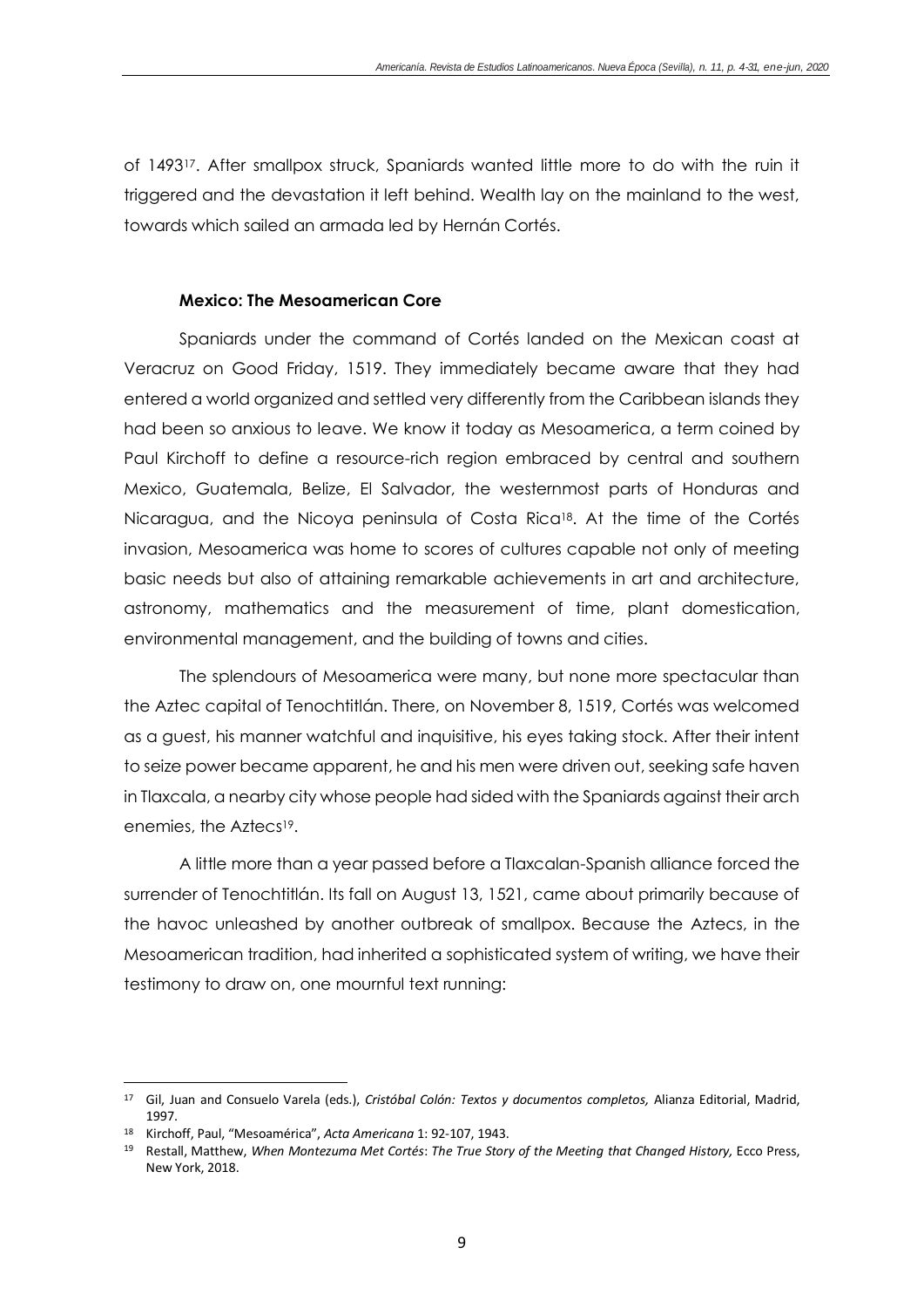of 1493[17]. After smallpox struck, Spaniards wanted little more to do with the ruin it triggered and the devastation it left behind. Wealth lay on the mainland to the west, towards which sailed an armada led by Hernán Cortés.

**Mexico: The Mesoamerican Core**

Spaniards under the command of Cortés landed on the Mexican coast at Veracruz on Good Friday, 1519. They immediately became aware that they had entered a world organized and settled very differently from the Caribbean islands they had been so anxious to leave. We know it today as Mesoamerica, a term coined by Paul Kirchoff to define a resource-rich region embraced by central and southern Mexico, Guatemala, Belize, El Salvador, the westernmost parts of Honduras and Nicaragua, and the Nicoya peninsula of Costa Rica[18]. At the time of the Cortés invasion, Mesoamerica was home to scores of cultures capable not only of meeting basic needs but also of attaining remarkable achievements in art and architecture, astronomy, mathematics and the measurement of time, plant domestication, environmental management, and the building of towns and cities.

The splendours of Mesoamerica were many, but none more spectacular than the Aztec capital of Tenochtitlán. There, on November 8, 1519, Cortés was welcomed as a guest, his manner watchful and inquisitive, his eyes taking stock. After their intent to seize power became apparent, he and his men were driven out, seeking safe haven in Tlaxcala, a nearby city whose people had sided with the Spaniards against their arch enemies, the Aztecs[19].

A little more than a year passed before a Tlaxcalan-Spanish alliance forced the surrender of Tenochtitlán. Its fall on August 13, 1521, came about primarily because of the havoc unleashed by another outbreak of smallpox. Because the Aztecs, in the Mesoamerican tradition, had inherited a sophisticated system of writing, we have their testimony to draw on, one mournful text running:

---

[17] Gil, Juan and Consuelo Varela (eds.), *Cristóbal Colón: Textos y documentos completos,* Alianza Editorial, Madrid, 1997.

[18] Kirchoff, Paul, "Mesoamérica", *Acta Americana* 1: 92-107, 1943.

[19] Restall, Matthew, *When Montezuma Met Cortés*: *The True Story of the Meeting that Changed History,* Ecco Press, New York, 2018.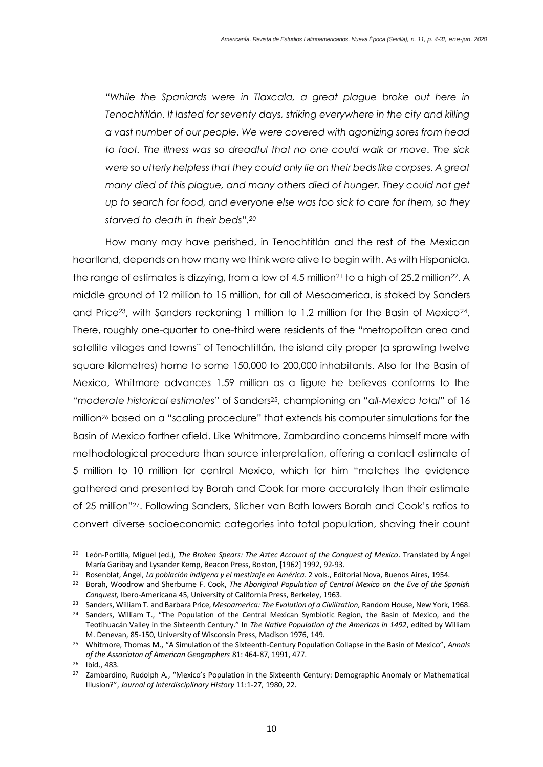*"While the Spaniards were in Tlaxcala, a great plague broke out here in Tenochtitlán. It lasted for seventy days, striking everywhere in the city and killing a vast number of our people. We were covered with agonizing sores from head to foot. The illness was so dreadful that no one could walk or move. The sick were so utterly helpless that they could only lie on their beds like corpses. A great many died of this plague, and many others died of hunger. They could not get up to search for food, and everyone else was too sick to care for them, so they starved to death in their beds".*[20]

How many may have perished, in Tenochtitlán and the rest of the Mexican heartland, depends on how many we think were alive to begin with. As with Hispaniola, the range of estimates is dizzying, from a low of 4.5 million[21] to a high of 25.2 million[22]. A middle ground of 12 million to 15 million, for all of Mesoamerica, is staked by Sanders and Price[23], with Sanders reckoning 1 million to 1.2 million for the Basin of Mexico[24]. There, roughly one-quarter to one-third were residents of the "metropolitan area and satellite villages and towns" of Tenochtitlán, the island city proper (a sprawling twelve square kilometres) home to some 150,000 to 200,000 inhabitants. Also for the Basin of Mexico, Whitmore advances 1.59 million as a figure he believes conforms to the "*moderate historical estimates*" of Sanders[25], championing an "*all-Mexico total*" of 16 million[26] based on a "scaling procedure" that extends his computer simulations for the Basin of Mexico farther afield. Like Whitmore, Zambardino concerns himself more with methodological procedure than source interpretation, offering a contact estimate of 5 million to 10 million for central Mexico, which for him "matches the evidence gathered and presented by Borah and Cook far more accurately than their estimate of 25 million"[27]. Following Sanders, Slicher van Bath lowers Borah and Cook's ratios to convert diverse socioeconomic categories into total population, shaving their count

---

[20] León-Portilla, Miguel (ed.), *The Broken Spears: The Aztec Account of the Conquest of Mexico*. Translated by Ángel María Garibay and Lysander Kemp, Beacon Press, Boston, [1962] 1992, 92-93.

[21] Rosenblat, Ángel, *La población indígena y el mestizaje en América*. 2 vols., Editorial Nova, Buenos Aires, 1954.

[22] Borah, Woodrow and Sherburne F. Cook, *The Aboriginal Population of Central Mexico on the Eve of the Spanish Conquest,* Ibero-Americana 45, University of California Press, Berkeley, 1963.

[23] Sanders, William T. and Barbara Price, *Mesoamerica: The Evolution of a Civilization,* Random House, New York, 1968.

[24] Sanders, William T., "The Population of the Central Mexican Symbiotic Region, the Basin of Mexico, and the Teotihuacán Valley in the Sixteenth Century." In *The Native Population of the Americas in 1492*, edited by William M. Denevan, 85-150, University of Wisconsin Press, Madison 1976, 149.

[25] Whitmore, Thomas M., "A Simulation of the Sixteenth-Century Population Collapse in the Basin of Mexico", *Annals of the Associaton of American Geographers* 81: 464-87, 1991, 477.

[26] Ibid., 483.

[27] Zambardino, Rudolph A., "Mexico's Population in the Sixteenth Century: Demographic Anomaly or Mathematical Illusion?", *Journal of Interdisciplinary History* 11:1-27, 1980, 22.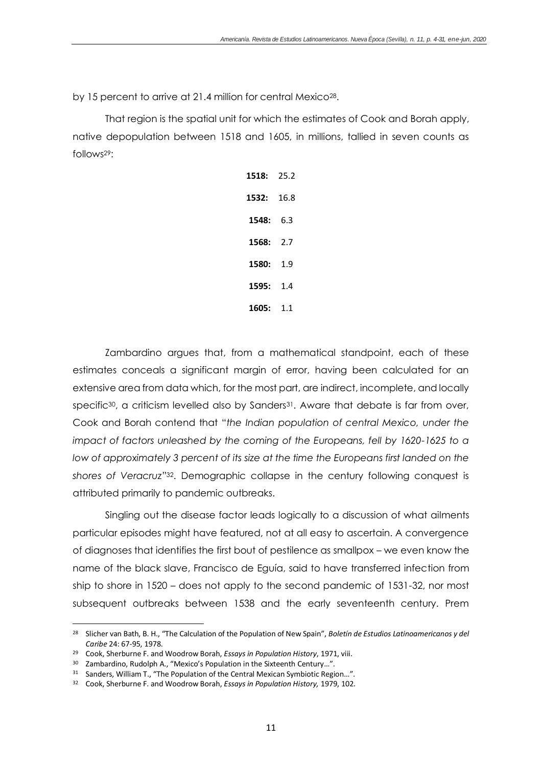by 15 percent to arrive at 21.4 million for central Mexico[28].

That region is the spatial unit for which the estimates of Cook and Borah apply, native depopulation between 1518 and 1605, in millions, tallied in seven counts as follows[29]:

**1518:** 25.2

**1532:** 16.8

**1548:** 6.3

**1568:** 2.7

**1580:** 1.9

**1595:** 1.4

**1605:** 1.1

Zambardino argues that, from a mathematical standpoint, each of these estimates conceals a significant margin of error, having been calculated for an extensive area from data which, for the most part, are indirect, incomplete, and locally specific[30], a criticism levelled also by Sanders[31]. Aware that debate is far from over, Cook and Borah contend that "*the Indian population of central Mexico, under the impact of factors unleashed by the coming of the Europeans, fell by 1620-1625 to a low of approximately 3 percent of its size at the time the Europeans first landed on the shores of Veracruz*"[32]. Demographic collapse in the century following conquest is attributed primarily to pandemic outbreaks.

Singling out the disease factor leads logically to a discussion of what ailments particular episodes might have featured, not at all easy to ascertain. A convergence of diagnoses that identifies the first bout of pestilence as smallpox – we even know the name of the black slave, Francisco de Eguía, said to have transferred infection from ship to shore in 1520 – does not apply to the second pandemic of 1531-32, nor most subsequent outbreaks between 1538 and the early seventeenth century. Prem

---

[28] Slicher van Bath, B. H., "The Calculation of the Population of New Spain", *Boletín de Estudios Latinoamericanos y del Caribe* 24: 67-95, 1978.

[29] Cook, Sherburne F. and Woodrow Borah, *Essays in Population History*, 1971, viii.

[30] Zambardino, Rudolph A., "Mexico's Population in the Sixteenth Century…".

[31] Sanders, William T., "The Population of the Central Mexican Symbiotic Region…".

[32] Cook, Sherburne F. and Woodrow Borah, *Essays in Population History,* 1979, 102.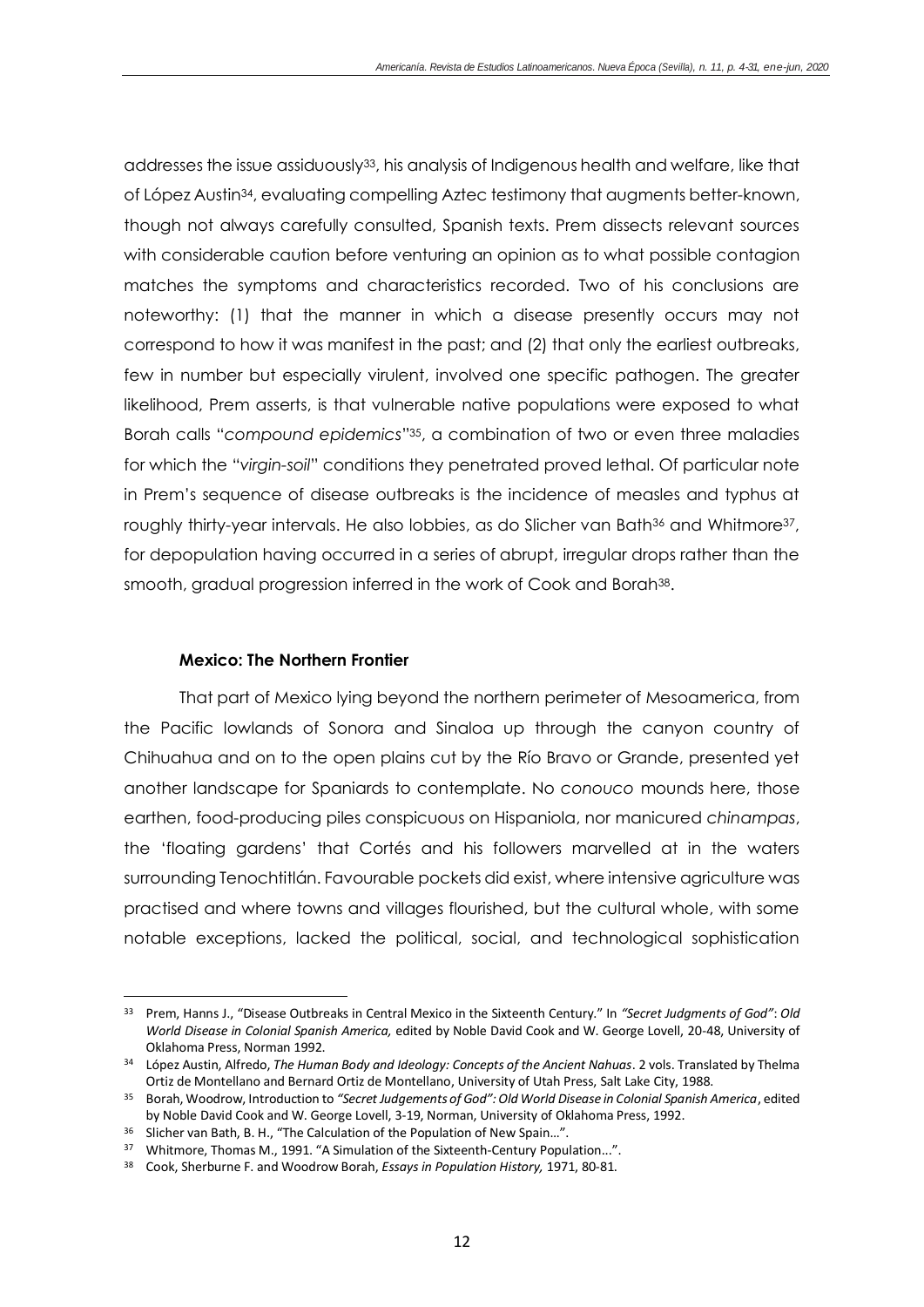addresses the issue assiduously[33], his analysis of Indigenous health and welfare, like that of López Austin[34], evaluating compelling Aztec testimony that augments better-known, though not always carefully consulted, Spanish texts. Prem dissects relevant sources with considerable caution before venturing an opinion as to what possible contagion matches the symptoms and characteristics recorded. Two of his conclusions are noteworthy: (1) that the manner in which a disease presently occurs may not correspond to how it was manifest in the past; and (2) that only the earliest outbreaks, few in number but especially virulent, involved one specific pathogen. The greater likelihood, Prem asserts, is that vulnerable native populations were exposed to what Borah calls "*compound epidemics*"[35], a combination of two or even three maladies for which the "*virgin-soil*" conditions they penetrated proved lethal. Of particular note in Prem's sequence of disease outbreaks is the incidence of measles and typhus at roughly thirty-year intervals. He also lobbies, as do Slicher van Bath[36] and Whitmore[37], for depopulation having occurred in a series of abrupt, irregular drops rather than the smooth, gradual progression inferred in the work of Cook and Borah[38].

### Mexico: The Northern Frontier

That part of Mexico lying beyond the northern perimeter of Mesoamerica, from the Pacific lowlands of Sonora and Sinaloa up through the canyon country of Chihuahua and on to the open plains cut by the Río Bravo or Grande, presented yet another landscape for Spaniards to contemplate. No *conouco* mounds here, those earthen, food-producing piles conspicuous on Hispaniola, nor manicured *chinampas*, the 'floating gardens' that Cortés and his followers marvelled at in the waters surrounding Tenochtitlán. Favourable pockets did exist, where intensive agriculture was practised and where towns and villages flourished, but the cultural whole, with some notable exceptions, lacked the political, social, and technological sophistication

---

[33] Prem, Hanns J., "Disease Outbreaks in Central Mexico in the Sixteenth Century." In *"Secret Judgments of God": Old World Disease in Colonial Spanish America,* edited by Noble David Cook and W. George Lovell, 20-48, University of Oklahoma Press, Norman 1992.

[34] López Austin, Alfredo, *The Human Body and Ideology: Concepts of the Ancient Nahuas*. 2 vols. Translated by Thelma Ortiz de Montellano and Bernard Ortiz de Montellano, University of Utah Press, Salt Lake City, 1988.

[35] Borah, Woodrow, Introduction to *"Secret Judgements of God": Old World Disease in Colonial Spanish America*, edited by Noble David Cook and W. George Lovell, 3-19, Norman, University of Oklahoma Press, 1992.

[36] Slicher van Bath, B. H., "The Calculation of the Population of New Spain…".

[37] Whitmore, Thomas M., 1991. "A Simulation of the Sixteenth-Century Population...".

[38] Cook, Sherburne F. and Woodrow Borah, *Essays in Population History,* 1971, 80-81.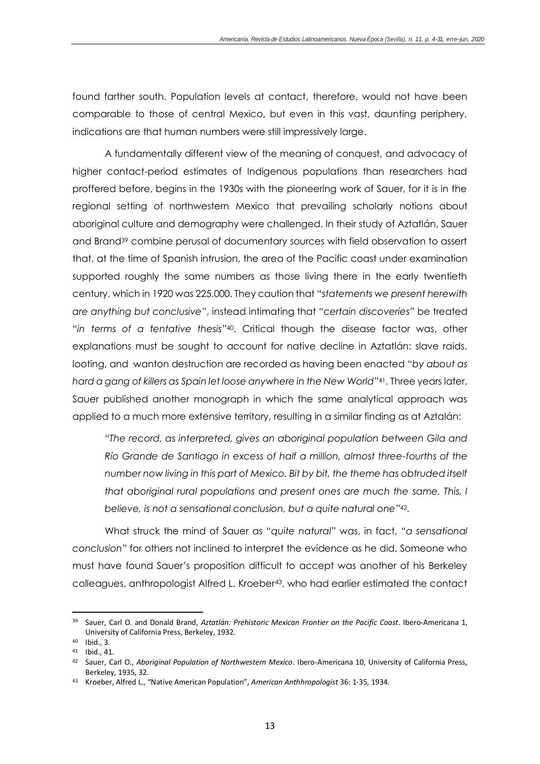found farther south. Population levels at contact, therefore, would not have been comparable to those of central Mexico, but even in this vast, daunting periphery, indications are that human numbers were still impressively large.

A fundamentally different view of the meaning of conquest, and advocacy of higher contact-period estimates of Indigenous populations than researchers had proffered before, begins in the 1930s with the pioneering work of Sauer, for it is in the regional setting of northwestern Mexico that prevailing scholarly notions about aboriginal culture and demography were challenged. In their study of Aztatlán, Sauer and Brand[39] combine perusal of documentary sources with field observation to assert that, at the time of Spanish intrusion, the area of the Pacific coast under examination supported roughly the same numbers as those living there in the early twentieth century, which in 1920 was 225,000. They caution that "*statements we present herewith are anything but conclusive*", instead intimating that "*certain discoveries*" be treated "*in terms of a tentative thesis*"[40]. Critical though the disease factor was, other explanations must be sought to account for native decline in Aztatlán: slave raids, looting, and wanton destruction are recorded as having been enacted "*by about as hard a gang of killers as Spain let loose anywhere in the New World*"[41]. Three years later, Sauer published another monograph in which the same analytical approach was applied to a much more extensive territory, resulting in a similar finding as at Aztalán:

> *"The record, as interpreted, gives an aboriginal population between Gila and Río Grande de Santiago in excess of half a million, almost three-fourths of the number now living in this part of Mexico. Bit by bit, the theme has obtruded itself that aboriginal rural populations and present ones are much the same. This, I believe, is not a sensational conclusion, but a quite natural one"[42].*

What struck the mind of Sauer as "*quite natural*" was, in fact, "*a sensational conclusion*" for others not inclined to interpret the evidence as he did. Someone who must have found Sauer's proposition difficult to accept was another of his Berkeley colleagues, anthropologist Alfred L. Kroeber[43], who had earlier estimated the contact

---

[39] Sauer, Carl O. and Donald Brand, *Aztatlán: Prehistoric Mexican Frontier on the Pacific Coast*. Ibero-Americana 1, University of California Press, Berkeley, 1932.

[40] Ibid., 3.

[41] Ibid., 41.

[42] Sauer, Carl O., *Aboriginal Population of Northwestern Mexico*. Ibero-Americana 10, University of California Press, Berkeley, 1935, 32.

[43] Kroeber, Alfred L., "Native American Population", *American Anthhropologist* 36: 1-35, 1934.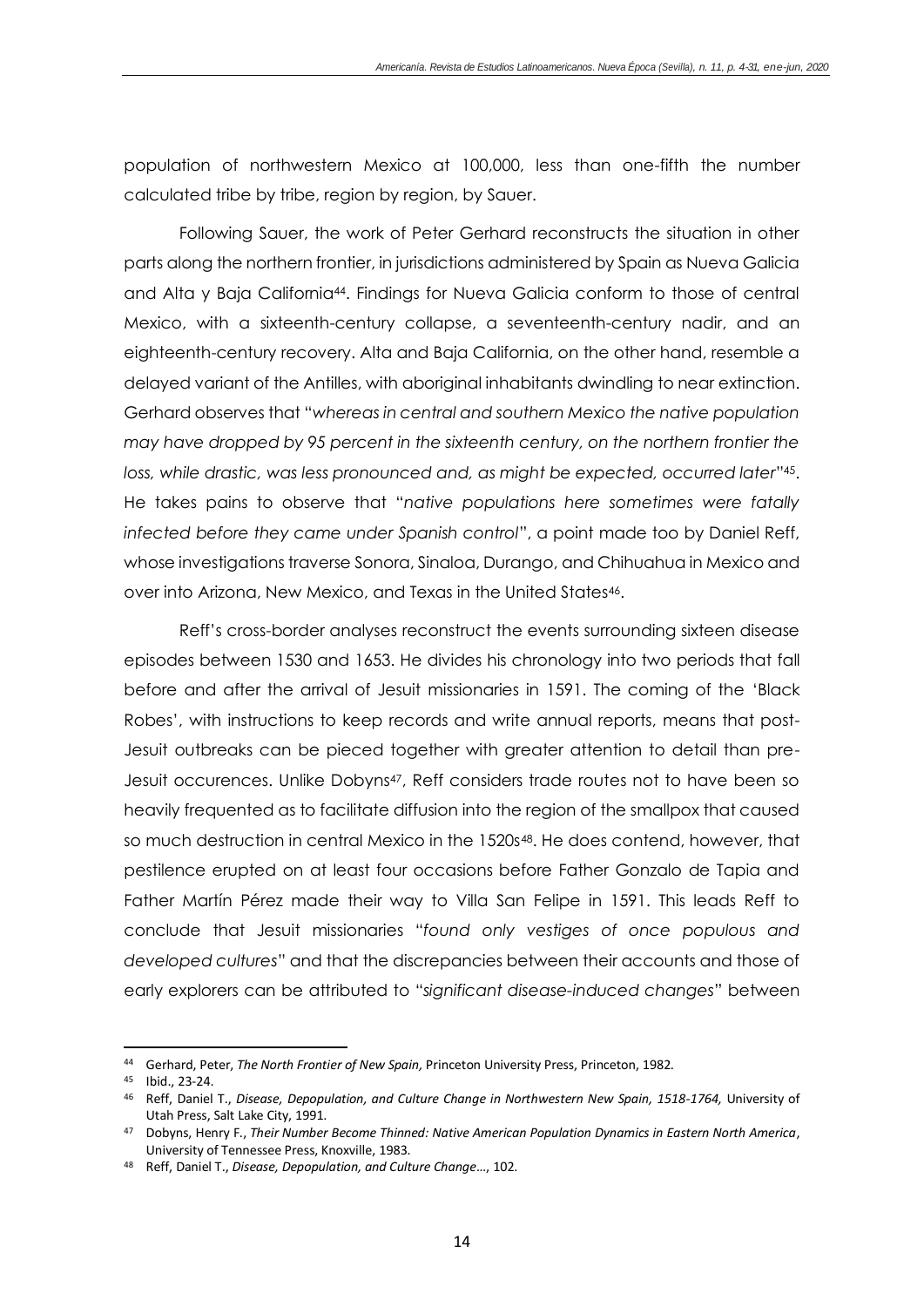population of northwestern Mexico at 100,000, less than one-fifth the number calculated tribe by tribe, region by region, by Sauer.

Following Sauer, the work of Peter Gerhard reconstructs the situation in other parts along the northern frontier, in jurisdictions administered by Spain as Nueva Galicia and Alta y Baja California[44]. Findings for Nueva Galicia conform to those of central Mexico, with a sixteenth-century collapse, a seventeenth-century nadir, and an eighteenth-century recovery. Alta and Baja California, on the other hand, resemble a delayed variant of the Antilles, with aboriginal inhabitants dwindling to near extinction. Gerhard observes that "*whereas in central and southern Mexico the native population may have dropped by 95 percent in the sixteenth century, on the northern frontier the loss, while drastic, was less pronounced and, as might be expected, occurred later*"[45]. He takes pains to observe that "*native populations here sometimes were fatally infected before they came under Spanish control*", a point made too by Daniel Reff, whose investigations traverse Sonora, Sinaloa, Durango, and Chihuahua in Mexico and over into Arizona, New Mexico, and Texas in the United States[46].

Reff's cross-border analyses reconstruct the events surrounding sixteen disease episodes between 1530 and 1653. He divides his chronology into two periods that fall before and after the arrival of Jesuit missionaries in 1591. The coming of the 'Black Robes', with instructions to keep records and write annual reports, means that post-Jesuit outbreaks can be pieced together with greater attention to detail than pre-Jesuit occurences. Unlike Dobyns[47], Reff considers trade routes not to have been so heavily frequented as to facilitate diffusion into the region of the smallpox that caused so much destruction in central Mexico in the 1520s[48]. He does contend, however, that pestilence erupted on at least four occasions before Father Gonzalo de Tapia and Father Martín Pérez made their way to Villa San Felipe in 1591. This leads Reff to conclude that Jesuit missionaries "*found only vestiges of once populous and developed cultures*" and that the discrepancies between their accounts and those of early explorers can be attributed to "*significant disease-induced changes*" between

---

[44] Gerhard, Peter, *The North Frontier of New Spain,* Princeton University Press, Princeton, 1982.

[45] Ibid., 23-24.

[46] Reff, Daniel T., *Disease, Depopulation, and Culture Change in Northwestern New Spain, 1518-1764,* University of Utah Press, Salt Lake City, 1991.

[47] Dobyns, Henry F., *Their Number Become Thinned: Native American Population Dynamics in Eastern North America*, University of Tennessee Press, Knoxville, 1983.

[48] Reff, Daniel T., *Disease, Depopulation, and Culture Change*…, 102.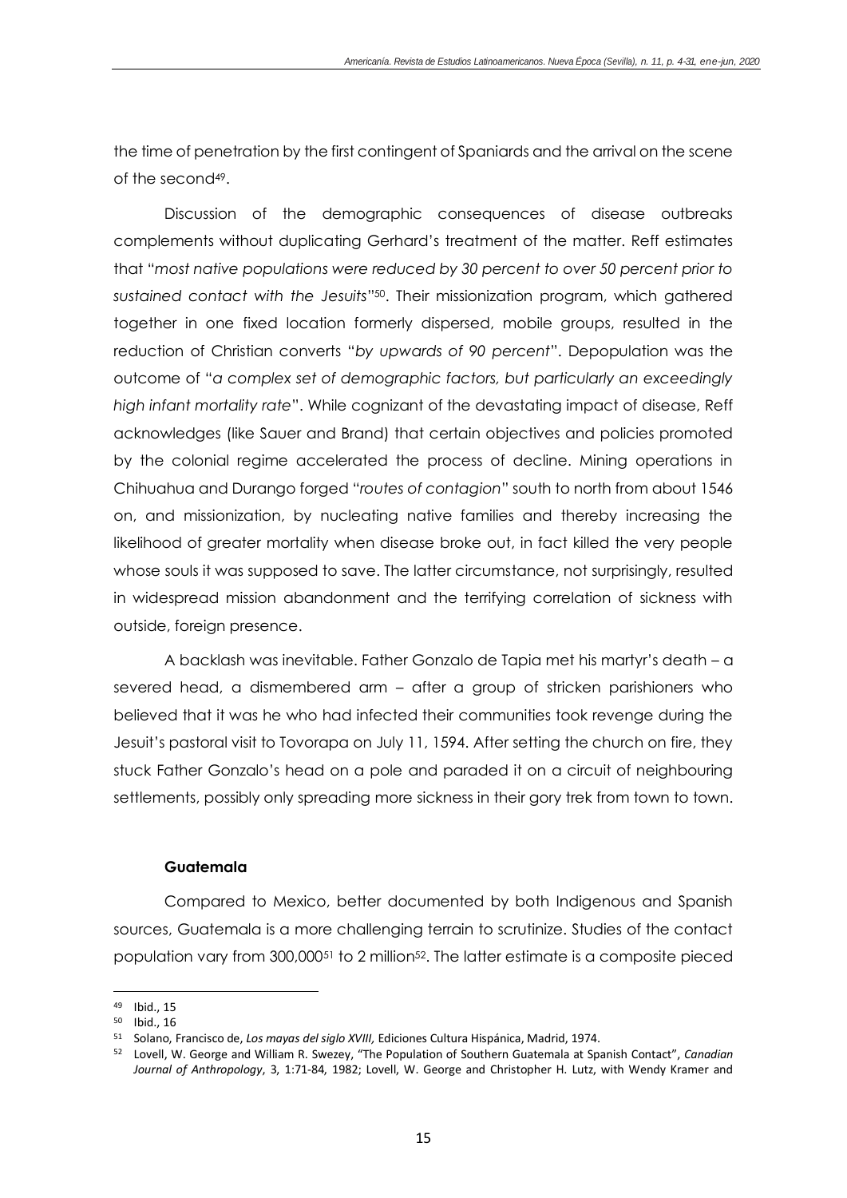the time of penetration by the first contingent of Spaniards and the arrival on the scene of the second[49].

Discussion of the demographic consequences of disease outbreaks complements without duplicating Gerhard's treatment of the matter. Reff estimates that "*most native populations were reduced by 30 percent to over 50 percent prior to sustained contact with the Jesuits*"[50]. Their missionization program, which gathered together in one fixed location formerly dispersed, mobile groups, resulted in the reduction of Christian converts "*by upwards of 90 percent*". Depopulation was the outcome of "*a complex set of demographic factors, but particularly an exceedingly high infant mortality rate*". While cognizant of the devastating impact of disease, Reff acknowledges (like Sauer and Brand) that certain objectives and policies promoted by the colonial regime accelerated the process of decline. Mining operations in Chihuahua and Durango forged "*routes of contagion*" south to north from about 1546 on, and missionization, by nucleating native families and thereby increasing the likelihood of greater mortality when disease broke out, in fact killed the very people whose souls it was supposed to save. The latter circumstance, not surprisingly, resulted in widespread mission abandonment and the terrifying correlation of sickness with outside, foreign presence.

A backlash was inevitable. Father Gonzalo de Tapia met his martyr's death – a severed head, a dismembered arm – after a group of stricken parishioners who believed that it was he who had infected their communities took revenge during the Jesuit's pastoral visit to Tovorapa on July 11, 1594. After setting the church on fire, they stuck Father Gonzalo's head on a pole and paraded it on a circuit of neighbouring settlements, possibly only spreading more sickness in their gory trek from town to town.

### Guatemala

Compared to Mexico, better documented by both Indigenous and Spanish sources, Guatemala is a more challenging terrain to scrutinize. Studies of the contact population vary from 300,000[51] to 2 million[52]. The latter estimate is a composite pieced

---

[49] Ibid., 15

[50] Ibid., 16

[51] Solano, Francisco de, *Los mayas del siglo XVIII,* Ediciones Cultura Hispánica, Madrid, 1974.

[52] Lovell, W. George and William R. Swezey, "The Population of Southern Guatemala at Spanish Contact", *Canadian Journal of Anthropology*, 3, 1:71-84, 1982; Lovell, W. George and Christopher H. Lutz, with Wendy Kramer and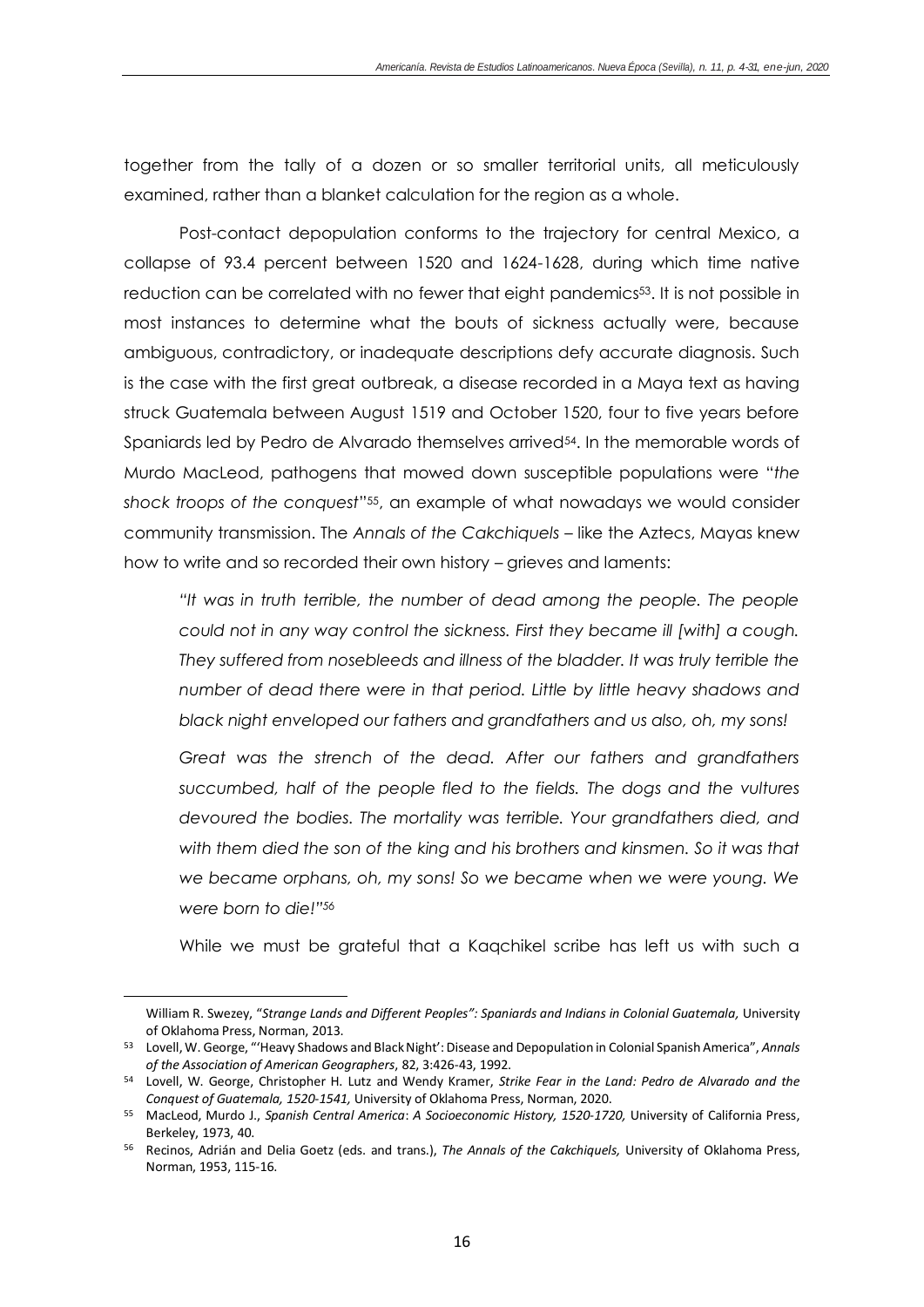together from the tally of a dozen or so smaller territorial units, all meticulously examined, rather than a blanket calculation for the region as a whole.

Post-contact depopulation conforms to the trajectory for central Mexico, a collapse of 93.4 percent between 1520 and 1624-1628, during which time native reduction can be correlated with no fewer that eight pandemics[53]. It is not possible in most instances to determine what the bouts of sickness actually were, because ambiguous, contradictory, or inadequate descriptions defy accurate diagnosis. Such is the case with the first great outbreak, a disease recorded in a Maya text as having struck Guatemala between August 1519 and October 1520, four to five years before Spaniards led by Pedro de Alvarado themselves arrived[54]. In the memorable words of Murdo MacLeod, pathogens that mowed down susceptible populations were "*the shock troops of the conquest*"[55], an example of what nowadays we would consider community transmission. The *Annals of the Cakchiquels* – like the Aztecs, Mayas knew how to write and so recorded their own history – grieves and laments:

> *"It was in truth terrible, the number of dead among the people. The people could not in any way control the sickness. First they became ill [with] a cough. They suffered from nosebleeds and illness of the bladder. It was truly terrible the number of dead there were in that period. Little by little heavy shadows and black night enveloped our fathers and grandfathers and us also, oh, my sons!*
>
> *Great was the strench of the dead. After our fathers and grandfathers succumbed, half of the people fled to the fields. The dogs and the vultures devoured the bodies. The mortality was terrible. Your grandfathers died, and with them died the son of the king and his brothers and kinsmen. So it was that we became orphans, oh, my sons! So we became when we were young. We were born to die!"*[56]

While we must be grateful that a Kaqchikel scribe has left us with such a

---

William R. Swezey, "*Strange Lands and Different Peoples": Spaniards and Indians in Colonial Guatemala,* University of Oklahoma Press, Norman, 2013.

[53] Lovell, W. George, "'Heavy Shadows and Black Night': Disease and Depopulation in Colonial Spanish America", *Annals of the Association of American Geographers*, 82, 3:426-43, 1992.

[54] Lovell, W. George, Christopher H. Lutz and Wendy Kramer, *Strike Fear in the Land: Pedro de Alvarado and the Conquest of Guatemala, 1520-1541,* University of Oklahoma Press, Norman, 2020.

[55] MacLeod, Murdo J., *Spanish Central America*: *A Socioeconomic History, 1520-1720,* University of California Press, Berkeley, 1973, 40.

[56] Recinos, Adrián and Delia Goetz (eds. and trans.), *The Annals of the Cakchiquels,* University of Oklahoma Press, Norman, 1953, 115-16.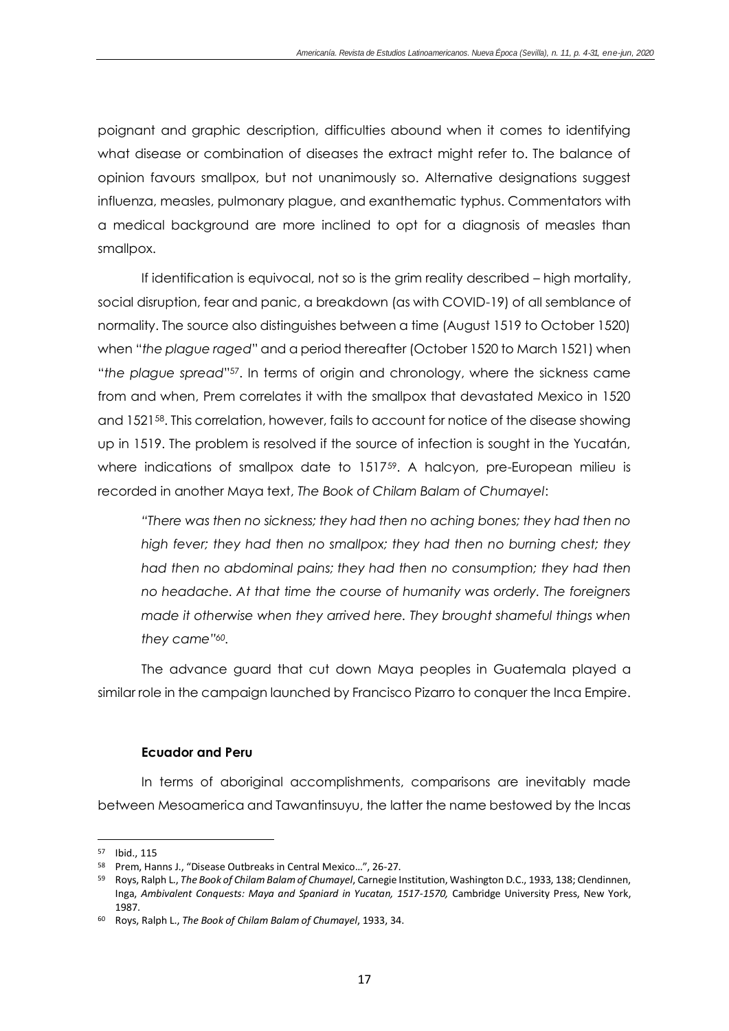poignant and graphic description, difficulties abound when it comes to identifying what disease or combination of diseases the extract might refer to. The balance of opinion favours smallpox, but not unanimously so. Alternative designations suggest influenza, measles, pulmonary plague, and exanthematic typhus. Commentators with a medical background are more inclined to opt for a diagnosis of measles than smallpox.

If identification is equivocal, not so is the grim reality described – high mortality, social disruption, fear and panic, a breakdown (as with COVID-19) of all semblance of normality. The source also distinguishes between a time (August 1519 to October 1520) when "*the plague raged*" and a period thereafter (October 1520 to March 1521) when "*the plague spread*"[57]. In terms of origin and chronology, where the sickness came from and when, Prem correlates it with the smallpox that devastated Mexico in 1520 and 1521[58]. This correlation, however, fails to account for notice of the disease showing up in 1519. The problem is resolved if the source of infection is sought in the Yucatán, where indications of smallpox date to 1517[59]. A halcyon, pre-European milieu is recorded in another Maya text, *The Book of Chilam Balam of Chumayel*:

> *"There was then no sickness; they had then no aching bones; they had then no high fever; they had then no smallpox; they had then no burning chest; they had then no abdominal pains; they had then no consumption; they had then no headache. At that time the course of humanity was orderly. The foreigners made it otherwise when they arrived here. They brought shameful things when they came"*[60].

The advance guard that cut down Maya peoples in Guatemala played a similar role in the campaign launched by Francisco Pizarro to conquer the Inca Empire.

### Ecuador and Peru

In terms of aboriginal accomplishments, comparisons are inevitably made between Mesoamerica and Tawantinsuyu, the latter the name bestowed by the Incas

---

[57] Ibid., 115

[58] Prem, Hanns J., "Disease Outbreaks in Central Mexico…", 26-27.

[59] Roys, Ralph L., *The Book of Chilam Balam of Chumayel*, Carnegie Institution, Washington D.C., 1933, 138; Clendinnen, Inga, *Ambivalent Conquests: Maya and Spaniard in Yucatan, 1517-1570,* Cambridge University Press, New York, 1987.

[60] Roys, Ralph L., *The Book of Chilam Balam of Chumayel*, 1933, 34.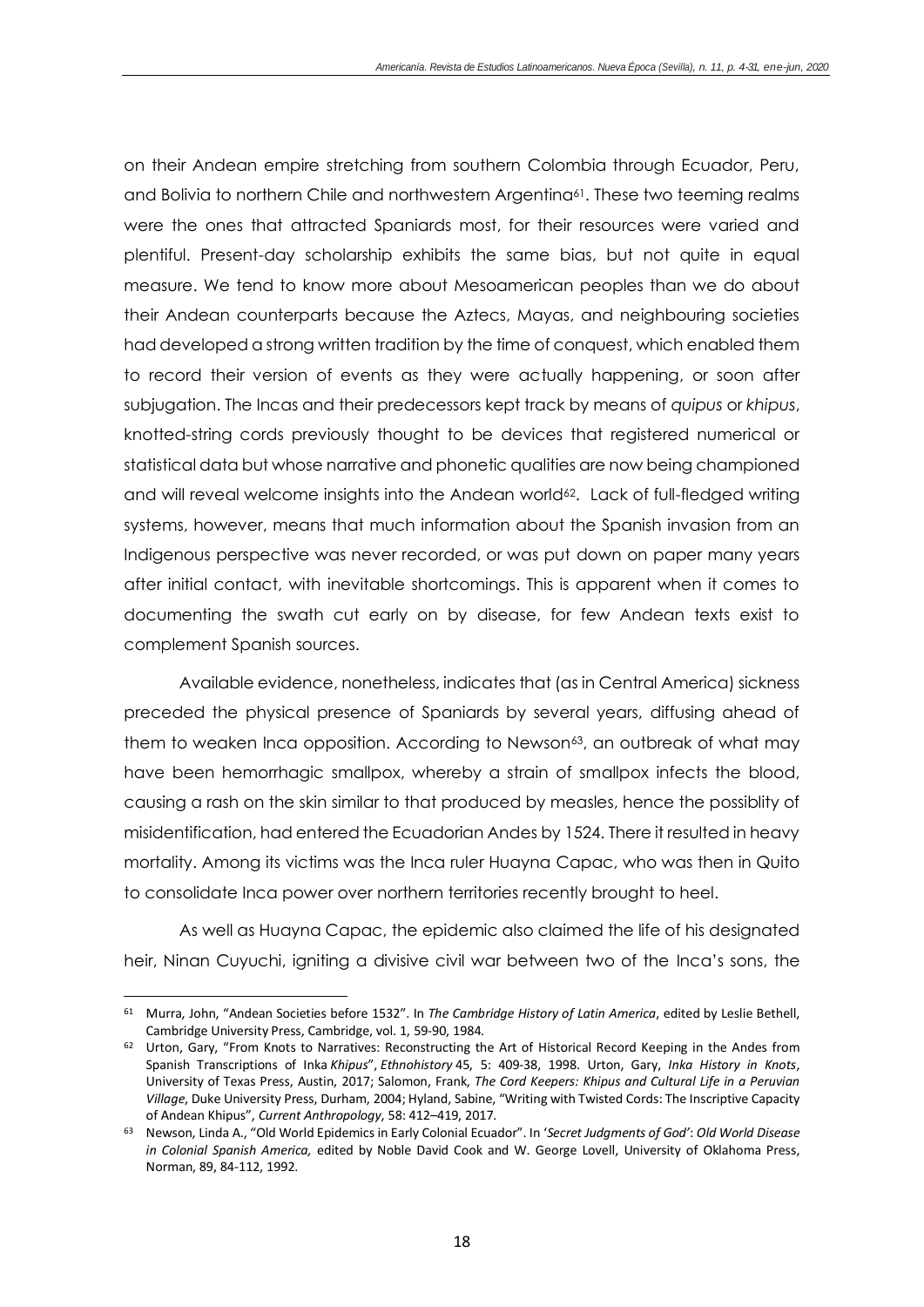on their Andean empire stretching from southern Colombia through Ecuador, Peru, and Bolivia to northern Chile and northwestern Argentina[61]. These two teeming realms were the ones that attracted Spaniards most, for their resources were varied and plentiful. Present-day scholarship exhibits the same bias, but not quite in equal measure. We tend to know more about Mesoamerican peoples than we do about their Andean counterparts because the Aztecs, Mayas, and neighbouring societies had developed a strong written tradition by the time of conquest, which enabled them to record their version of events as they were actually happening, or soon after subjugation. The Incas and their predecessors kept track by means of *quipus* or *khipus*, knotted-string cords previously thought to be devices that registered numerical or statistical data but whose narrative and phonetic qualities are now being championed and will reveal welcome insights into the Andean world[62]. Lack of full-fledged writing systems, however, means that much information about the Spanish invasion from an Indigenous perspective was never recorded, or was put down on paper many years after initial contact, with inevitable shortcomings. This is apparent when it comes to documenting the swath cut early on by disease, for few Andean texts exist to complement Spanish sources.

Available evidence, nonetheless, indicates that (as in Central America) sickness preceded the physical presence of Spaniards by several years, diffusing ahead of them to weaken Inca opposition. According to Newson[63], an outbreak of what may have been hemorrhagic smallpox, whereby a strain of smallpox infects the blood, causing a rash on the skin similar to that produced by measles, hence the possiblity of misidentification, had entered the Ecuadorian Andes by 1524. There it resulted in heavy mortality. Among its victims was the Inca ruler Huayna Capac, who was then in Quito to consolidate Inca power over northern territories recently brought to heel.

As well as Huayna Capac, the epidemic also claimed the life of his designated heir, Ninan Cuyuchi, igniting a divisive civil war between two of the Inca's sons, the

---

[61] Murra, John, "Andean Societies before 1532". In *The Cambridge History of Latin America*, edited by Leslie Bethell, Cambridge University Press, Cambridge, vol. 1, 59-90, 1984.

[62] Urton, Gary, "From Knots to Narratives: Reconstructing the Art of Historical Record Keeping in the Andes from Spanish Transcriptions of Inka *Khipus*", *Ethnohistory* 45, 5: 409-38, 1998. Urton, Gary, *Inka History in Knots*, University of Texas Press, Austin, 2017; Salomon, Frank, *The Cord Keepers: Khipus and Cultural Life in a Peruvian Village*, Duke University Press, Durham, 2004; Hyland, Sabine, "Writing with Twisted Cords: The Inscriptive Capacity of Andean Khipus", *Current Anthropology*, 58: 412–419, 2017.

[63] Newson, Linda A., "Old World Epidemics in Early Colonial Ecuador". In '*Secret Judgments of God*': *Old World Disease in Colonial Spanish America,* edited by Noble David Cook and W. George Lovell, University of Oklahoma Press, Norman, 89, 84-112, 1992.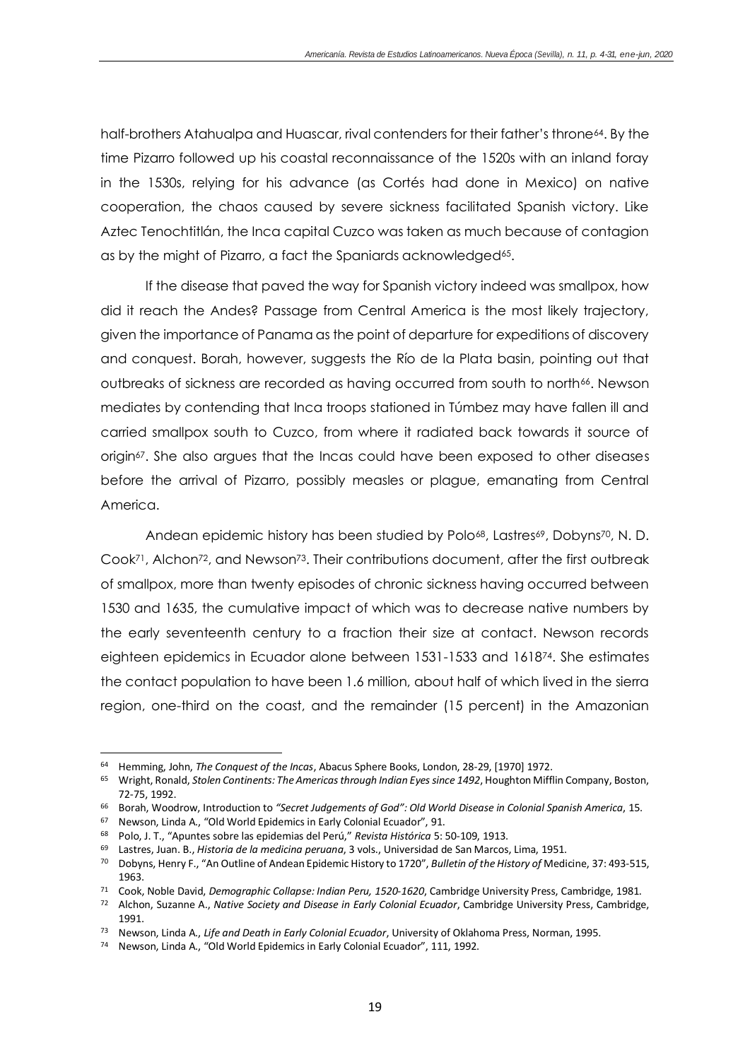half-brothers Atahualpa and Huascar, rival contenders for their father's throne[64]. By the time Pizarro followed up his coastal reconnaissance of the 1520s with an inland foray in the 1530s, relying for his advance (as Cortés had done in Mexico) on native cooperation, the chaos caused by severe sickness facilitated Spanish victory. Like Aztec Tenochtitlán, the Inca capital Cuzco was taken as much because of contagion as by the might of Pizarro, a fact the Spaniards acknowledged[65].

If the disease that paved the way for Spanish victory indeed was smallpox, how did it reach the Andes? Passage from Central America is the most likely trajectory, given the importance of Panama as the point of departure for expeditions of discovery and conquest. Borah, however, suggests the Río de la Plata basin, pointing out that outbreaks of sickness are recorded as having occurred from south to north[66]. Newson mediates by contending that Inca troops stationed in Túmbez may have fallen ill and carried smallpox south to Cuzco, from where it radiated back towards it source of origin[67]. She also argues that the Incas could have been exposed to other diseases before the arrival of Pizarro, possibly measles or plague, emanating from Central America.

Andean epidemic history has been studied by Polo[68], Lastres[69], Dobyns[70], N. D. Cook[71], Alchon[72], and Newson[73]. Their contributions document, after the first outbreak of smallpox, more than twenty episodes of chronic sickness having occurred between 1530 and 1635, the cumulative impact of which was to decrease native numbers by the early seventeenth century to a fraction their size at contact. Newson records eighteen epidemics in Ecuador alone between 1531-1533 and 1618[74]. She estimates the contact population to have been 1.6 million, about half of which lived in the sierra region, one-third on the coast, and the remainder (15 percent) in the Amazonian

---

[64] Hemming, John, *The Conquest of the Incas*, Abacus Sphere Books, London, 28-29, [1970] 1972.

[65] Wright, Ronald, *Stolen Continents: The Americas through Indian Eyes since 1492*, Houghton Mifflin Company, Boston, 72-75, 1992.

[66] Borah, Woodrow, Introduction to *"Secret Judgements of God": Old World Disease in Colonial Spanish America*, 15.

[67] Newson, Linda A., "Old World Epidemics in Early Colonial Ecuador", 91.

[68] Polo, J. T., "Apuntes sobre las epidemias del Perú," *Revista Histórica* 5: 50-109, 1913.

[69] Lastres, Juan. B., *Historia de la medicina peruana*, 3 vols., Universidad de San Marcos, Lima, 1951.

[70] Dobyns, Henry F., "An Outline of Andean Epidemic History to 1720", *Bulletin of the History of* Medicine, 37: 493-515, 1963.

[71] Cook, Noble David, *Demographic Collapse: Indian Peru, 1520-1620*, Cambridge University Press, Cambridge, 1981.

[72] Alchon, Suzanne A., *Native Society and Disease in Early Colonial Ecuador*, Cambridge University Press, Cambridge, 1991.

[73] Newson, Linda A., *Life and Death in Early Colonial Ecuador*, University of Oklahoma Press, Norman, 1995.

[74] Newson, Linda A., "Old World Epidemics in Early Colonial Ecuador", 111, 1992.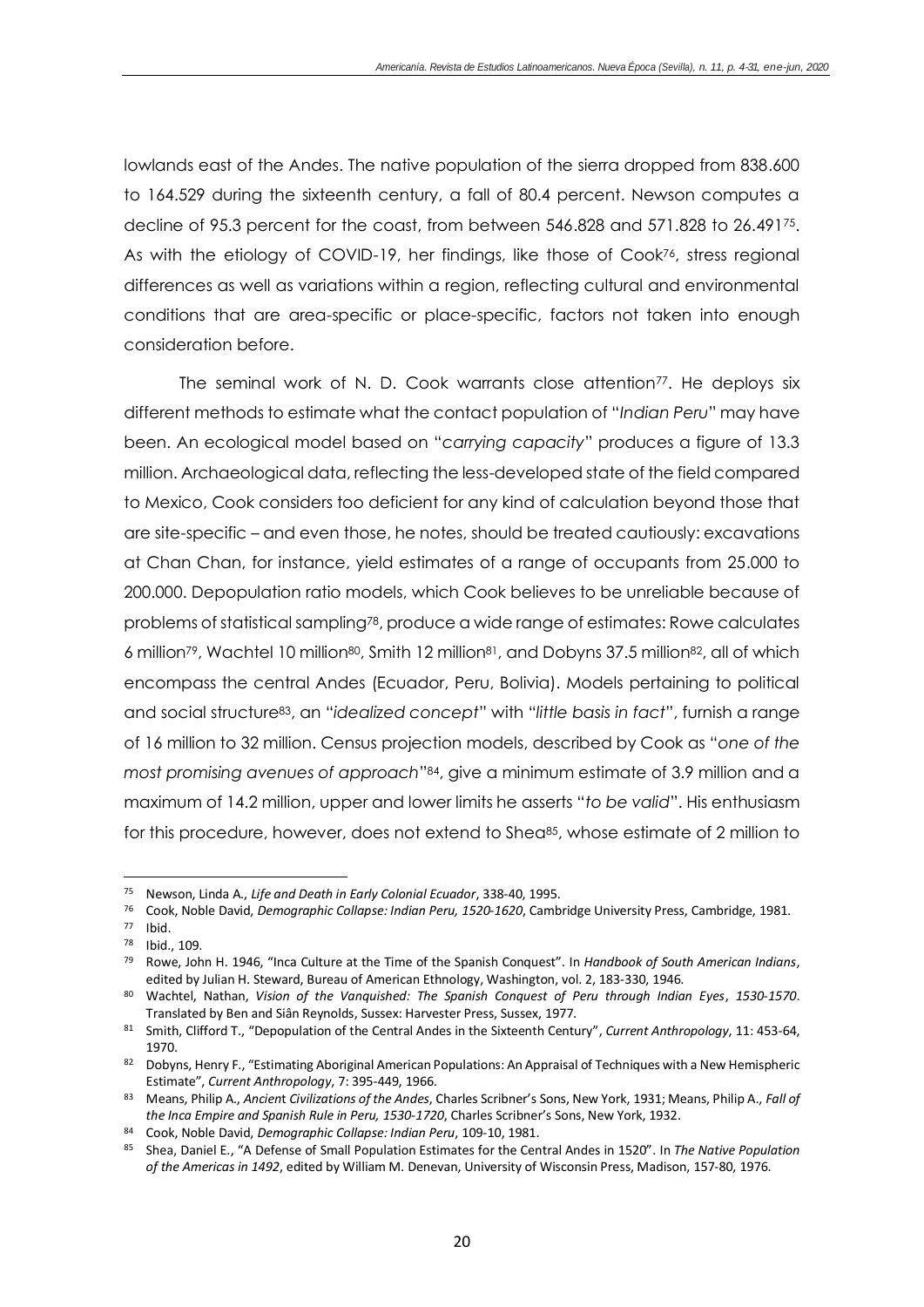lowlands east of the Andes. The native population of the sierra dropped from 838.600 to 164.529 during the sixteenth century, a fall of 80.4 percent. Newson computes a decline of 95.3 percent for the coast, from between 546.828 and 571.828 to 26.491[75]. As with the etiology of COVID-19, her findings, like those of Cook[76], stress regional differences as well as variations within a region, reflecting cultural and environmental conditions that are area-specific or place-specific, factors not taken into enough consideration before.

The seminal work of N. D. Cook warrants close attention[77]. He deploys six different methods to estimate what the contact population of "*Indian Peru*" may have been. An ecological model based on "*carrying capacity*" produces a figure of 13.3 million. Archaeological data, reflecting the less-developed state of the field compared to Mexico, Cook considers too deficient for any kind of calculation beyond those that are site-specific – and even those, he notes, should be treated cautiously: excavations at Chan Chan, for instance, yield estimates of a range of occupants from 25.000 to 200.000. Depopulation ratio models, which Cook believes to be unreliable because of problems of statistical sampling[78], produce a wide range of estimates: Rowe calculates 6 million[79], Wachtel 10 million[80], Smith 12 million[81], and Dobyns 37.5 million[82], all of which encompass the central Andes (Ecuador, Peru, Bolivia). Models pertaining to political and social structure[83], an "*idealized concept*" with "*little basis in fact*", furnish a range of 16 million to 32 million. Census projection models, described by Cook as "*one of the most promising avenues of approach*"[84], give a minimum estimate of 3.9 million and a maximum of 14.2 million, upper and lower limits he asserts "*to be valid*". His enthusiasm for this procedure, however, does not extend to Shea[85], whose estimate of 2 million to

---

[75] Newson, Linda A., *Life and Death in Early Colonial Ecuador*, 338-40, 1995.

[76] Cook, Noble David, *Demographic Collapse: Indian Peru, 1520-1620*, Cambridge University Press, Cambridge, 1981.

[77] Ibid.

[78] Ibid., 109.

[79] Rowe, John H. 1946, "Inca Culture at the Time of the Spanish Conquest". In *Handbook of South American Indians*, edited by Julian H. Steward, Bureau of American Ethnology, Washington, vol. 2, 183-330, 1946.

[80] Wachtel, Nathan, *Vision of the Vanquished: The Spanish Conquest of Peru through Indian Eyes*, *1530-1570*. Translated by Ben and Siân Reynolds, Sussex: Harvester Press, Sussex, 1977.

[81] Smith, Clifford T., "Depopulation of the Central Andes in the Sixteenth Century", *Current Anthropology*, 11: 453-64, 1970.

[82] Dobyns, Henry F., "Estimating Aboriginal American Populations: An Appraisal of Techniques with a New Hemispheric Estimate", *Current Anthropology*, 7: 395-449, 1966.

[83] Means, Philip A., *Ancient Civilizations of the Andes*, Charles Scribner's Sons, New York, 1931; Means, Philip A., *Fall of the Inca Empire and Spanish Rule in Peru, 1530-1720*, Charles Scribner's Sons, New York, 1932.

[84] Cook, Noble David, *Demographic Collapse: Indian Peru*, 109-10, 1981.

[85] Shea, Daniel E., "A Defense of Small Population Estimates for the Central Andes in 1520". In *The Native Population of the Americas in 1492*, edited by William M. Denevan, University of Wisconsin Press, Madison, 157-80, 1976.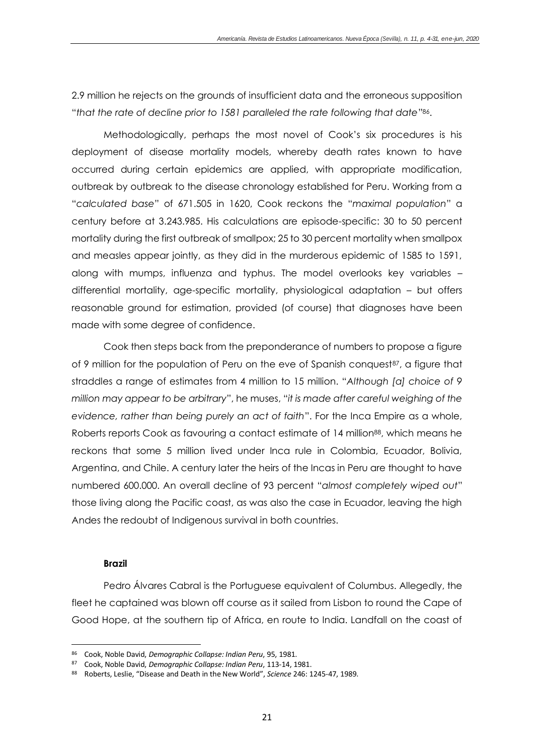2.9 million he rejects on the grounds of insufficient data and the erroneous supposition "*that the rate of decline prior to 1581 paralleled the rate following that date*"[86].

Methodologically, perhaps the most novel of Cook's six procedures is his deployment of disease mortality models, whereby death rates known to have occurred during certain epidemics are applied, with appropriate modification, outbreak by outbreak to the disease chronology established for Peru. Working from a "*calculated base*" of 671.505 in 1620, Cook reckons the "*maximal population*" a century before at 3.243.985. His calculations are episode-specific: 30 to 50 percent mortality during the first outbreak of smallpox; 25 to 30 percent mortality when smallpox and measles appear jointly, as they did in the murderous epidemic of 1585 to 1591, along with mumps, influenza and typhus. The model overlooks key variables – differential mortality, age-specific mortality, physiological adaptation – but offers reasonable ground for estimation, provided (of course) that diagnoses have been made with some degree of confidence.

Cook then steps back from the preponderance of numbers to propose a figure of 9 million for the population of Peru on the eve of Spanish conquest[87], a figure that straddles a range of estimates from 4 million to 15 million. "*Although [a] choice of 9 million may appear to be arbitrary*", he muses, "*it is made after careful weighing of the evidence, rather than being purely an act of faith*". For the Inca Empire as a whole, Roberts reports Cook as favouring a contact estimate of 14 million[88], which means he reckons that some 5 million lived under Inca rule in Colombia, Ecuador, Bolivia, Argentina, and Chile. A century later the heirs of the Incas in Peru are thought to have numbered 600.000. An overall decline of 93 percent "*almost completely wiped out*" those living along the Pacific coast, as was also the case in Ecuador, leaving the high Andes the redoubt of Indigenous survival in both countries.

### Brazil

Pedro Álvares Cabral is the Portuguese equivalent of Columbus. Allegedly, the fleet he captained was blown off course as it sailed from Lisbon to round the Cape of Good Hope, at the southern tip of Africa, en route to India. Landfall on the coast of

---

[86] Cook, Noble David, *Demographic Collapse: Indian Peru*, 95, 1981.

[87] Cook, Noble David, *Demographic Collapse: Indian Peru*, 113-14, 1981.

[88] Roberts, Leslie, "Disease and Death in the New World", *Science* 246: 1245-47, 1989.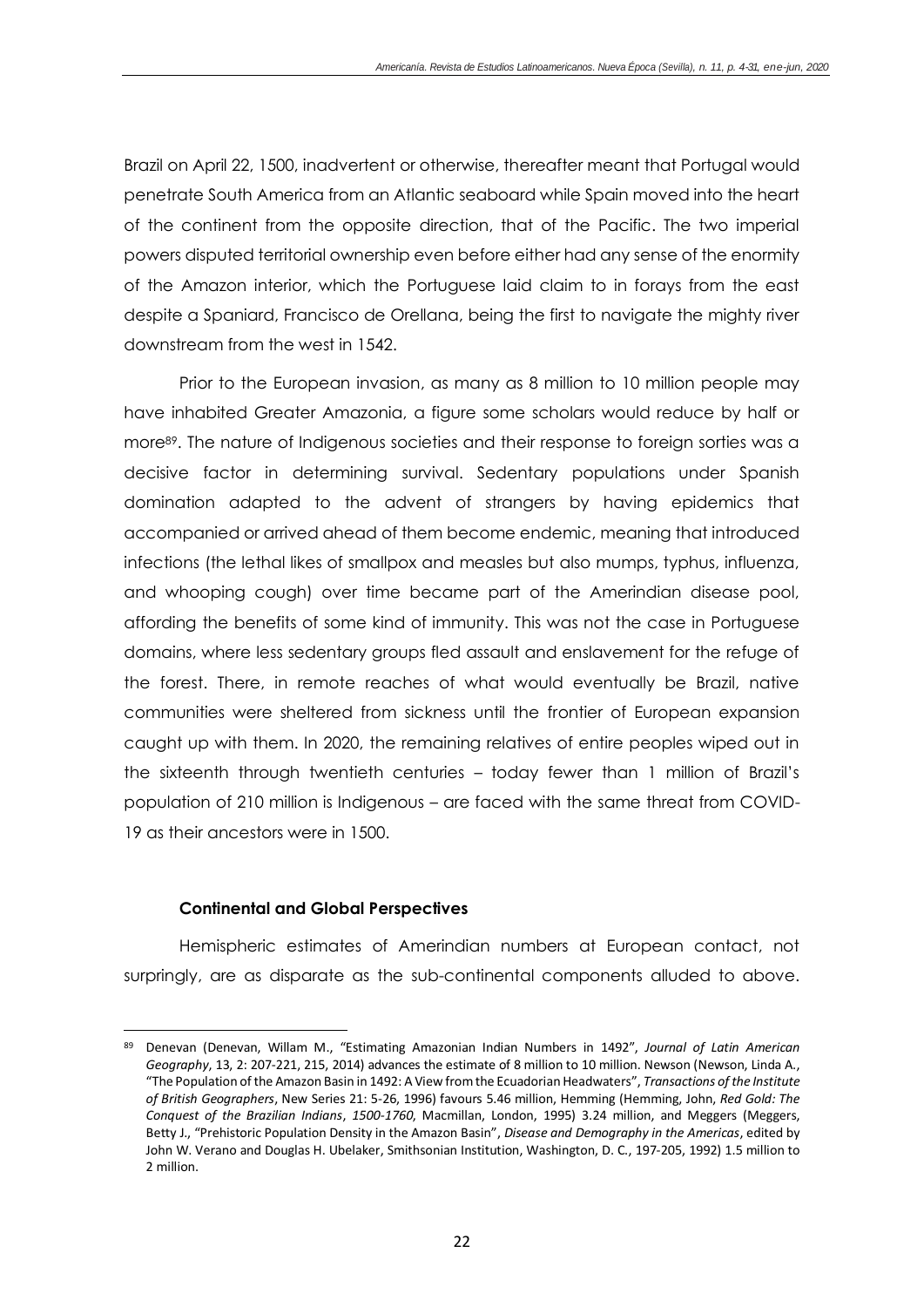Brazil on April 22, 1500, inadvertent or otherwise, thereafter meant that Portugal would penetrate South America from an Atlantic seaboard while Spain moved into the heart of the continent from the opposite direction, that of the Pacific. The two imperial powers disputed territorial ownership even before either had any sense of the enormity of the Amazon interior, which the Portuguese laid claim to in forays from the east despite a Spaniard, Francisco de Orellana, being the first to navigate the mighty river downstream from the west in 1542.

Prior to the European invasion, as many as 8 million to 10 million people may have inhabited Greater Amazonia, a figure some scholars would reduce by half or more[89]. The nature of Indigenous societies and their response to foreign sorties was a decisive factor in determining survival. Sedentary populations under Spanish domination adapted to the advent of strangers by having epidemics that accompanied or arrived ahead of them become endemic, meaning that introduced infections (the lethal likes of smallpox and measles but also mumps, typhus, influenza, and whooping cough) over time became part of the Amerindian disease pool, affording the benefits of some kind of immunity. This was not the case in Portuguese domains, where less sedentary groups fled assault and enslavement for the refuge of the forest. There, in remote reaches of what would eventually be Brazil, native communities were sheltered from sickness until the frontier of European expansion caught up with them. In 2020, the remaining relatives of entire peoples wiped out in the sixteenth through twentieth centuries – today fewer than 1 million of Brazil's population of 210 million is Indigenous – are faced with the same threat from COVID-19 as their ancestors were in 1500.

### Continental and Global Perspectives

Hemispheric estimates of Amerindian numbers at European contact, not surpringly, are as disparate as the sub-continental components alluded to above.

---

[89] Denevan (Denevan, Willam M., "Estimating Amazonian Indian Numbers in 1492", *Journal of Latin American Geography*, 13, 2: 207-221, 215, 2014) advances the estimate of 8 million to 10 million. Newson (Newson, Linda A., "The Population of the Amazon Basin in 1492: A View from the Ecuadorian Headwaters", *Transactions of the Institute of British Geographers*, New Series 21: 5-26, 1996) favours 5.46 million, Hemming (Hemming, John, *Red Gold: The Conquest of the Brazilian Indians*, *1500-1760*, Macmillan, London, 1995) 3.24 million, and Meggers (Meggers, Betty J., "Prehistoric Population Density in the Amazon Basin", *Disease and Demography in the Americas*, edited by John W. Verano and Douglas H. Ubelaker, Smithsonian Institution, Washington, D. C., 197-205, 1992) 1.5 million to 2 million.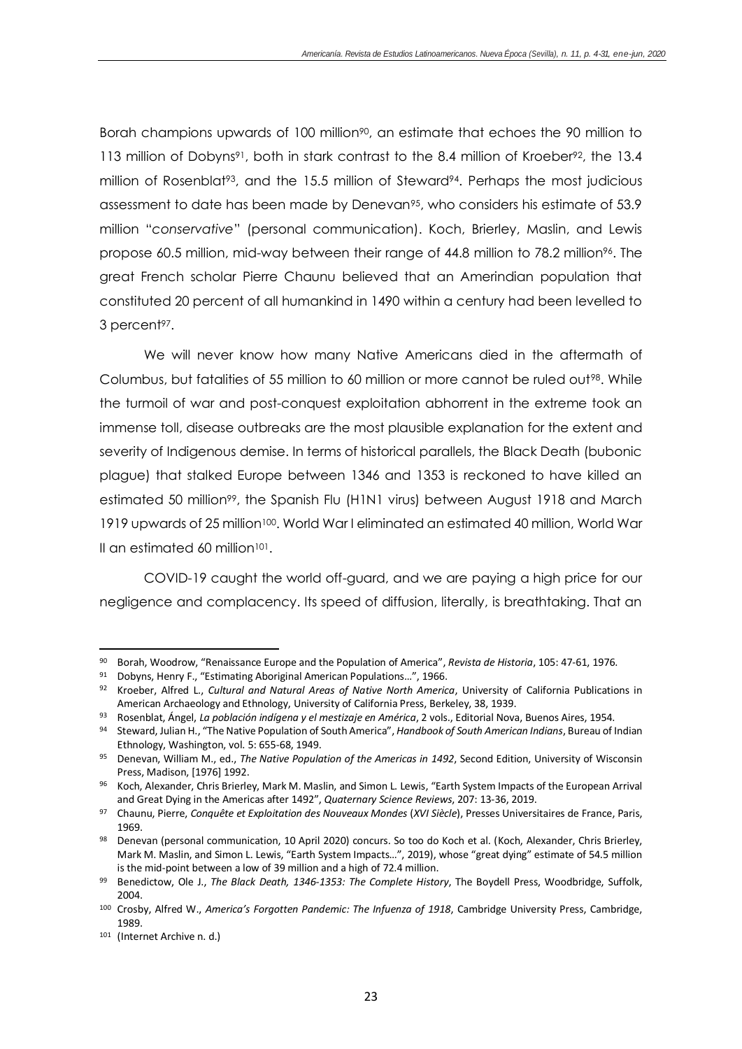Borah champions upwards of 100 million[90], an estimate that echoes the 90 million to 113 million of Dobyns[91], both in stark contrast to the 8.4 million of Kroeber[92], the 13.4 million of Rosenblat[93], and the 15.5 million of Steward[94]. Perhaps the most judicious assessment to date has been made by Denevan[95], who considers his estimate of 53.9 million "*conservative*" (personal communication). Koch, Brierley, Maslin, and Lewis propose 60.5 million, mid-way between their range of 44.8 million to 78.2 million[96]. The great French scholar Pierre Chaunu believed that an Amerindian population that constituted 20 percent of all humankind in 1490 within a century had been levelled to 3 percent[97].

We will never know how many Native Americans died in the aftermath of Columbus, but fatalities of 55 million to 60 million or more cannot be ruled out[98]. While the turmoil of war and post-conquest exploitation abhorrent in the extreme took an immense toll, disease outbreaks are the most plausible explanation for the extent and severity of Indigenous demise. In terms of historical parallels, the Black Death (bubonic plague) that stalked Europe between 1346 and 1353 is reckoned to have killed an estimated 50 million[99], the Spanish Flu (H1N1 virus) between August 1918 and March 1919 upwards of 25 million[100]. World War I eliminated an estimated 40 million, World War II an estimated 60 million[101].

COVID-19 caught the world off-guard, and we are paying a high price for our negligence and complacency. Its speed of diffusion, literally, is breathtaking. That an

---

[90] Borah, Woodrow, "Renaissance Europe and the Population of America", *Revista de Historia*, 105: 47-61, 1976.

[91] Dobyns, Henry F., "Estimating Aboriginal American Populations…", 1966.

[92] Kroeber, Alfred L., *Cultural and Natural Areas of Native North America*, University of California Publications in American Archaeology and Ethnology, University of California Press, Berkeley, 38, 1939.

[93] Rosenblat, Ángel, *La población indígena y el mestizaje en América*, 2 vols., Editorial Nova, Buenos Aires, 1954.

[94] Steward, Julian H., "The Native Population of South America", *Handbook of South American Indians*, Bureau of Indian Ethnology, Washington, vol. 5: 655-68, 1949.

[95] Denevan, William M., ed., *The Native Population of the Americas in 1492*, Second Edition, University of Wisconsin Press, Madison, [1976] 1992.

[96] Koch, Alexander, Chris Brierley, Mark M. Maslin, and Simon L. Lewis, "Earth System Impacts of the European Arrival and Great Dying in the Americas after 1492", *Quaternary Science Reviews*, 207: 13-36, 2019.

[97] Chaunu, Pierre, *Conquête et Exploitation des Nouveaux Mondes* (*XVI Siècle*), Presses Universitaires de France, Paris, 1969.

[98] Denevan (personal communication, 10 April 2020) concurs. So too do Koch et al. (Koch, Alexander, Chris Brierley, Mark M. Maslin, and Simon L. Lewis, "Earth System Impacts…", 2019), whose "great dying" estimate of 54.5 million is the mid-point between a low of 39 million and a high of 72.4 million.

[99] Benedictow, Ole J., *The Black Death, 1346-1353: The Complete History*, The Boydell Press, Woodbridge, Suffolk, 2004.

[100] Crosby, Alfred W., *America's Forgotten Pandemic: The Infuenza of 1918*, Cambridge University Press, Cambridge, 1989.

[101] (Internet Archive n. d.)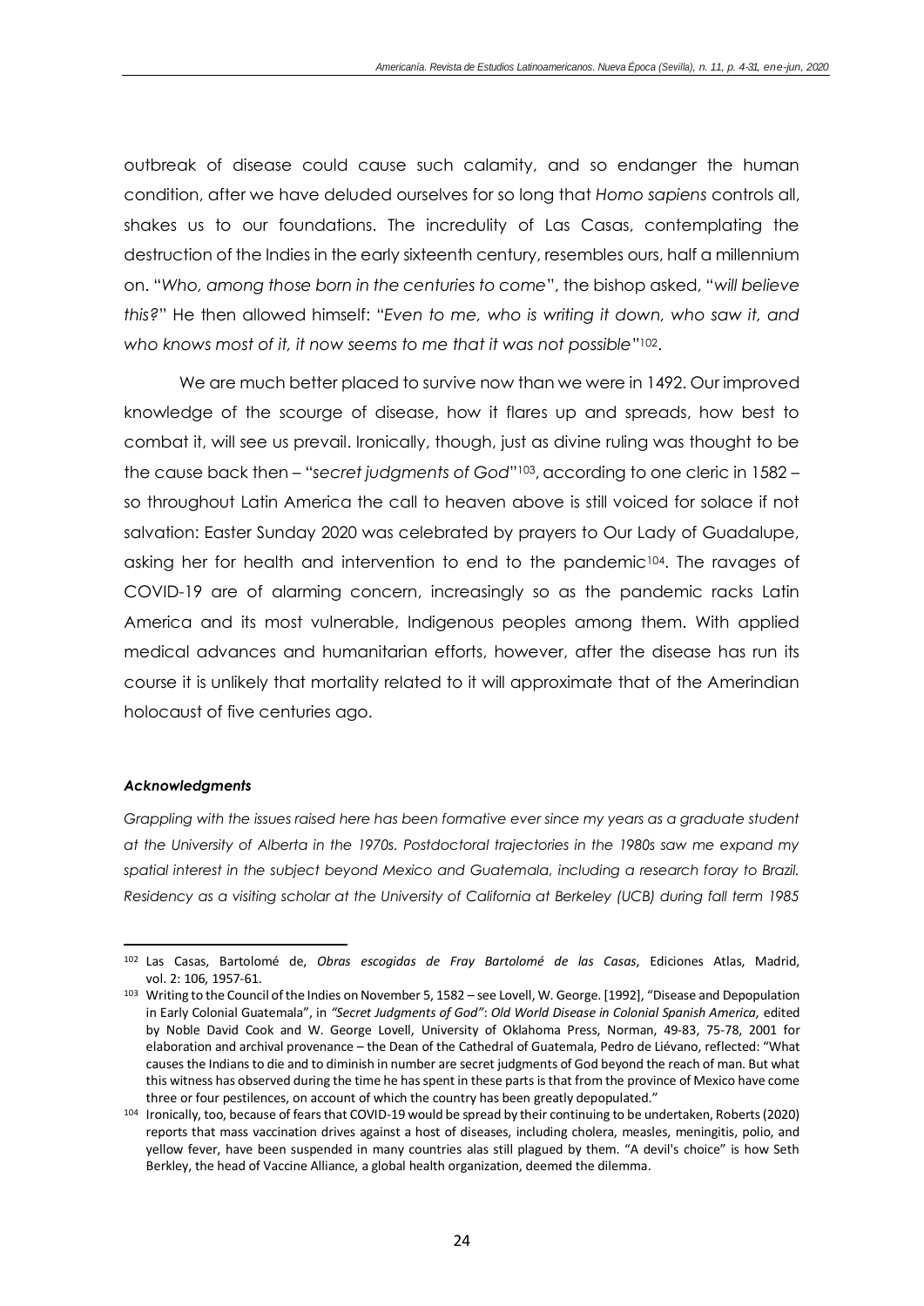outbreak of disease could cause such calamity, and so endanger the human condition, after we have deluded ourselves for so long that *Homo sapiens* controls all, shakes us to our foundations. The incredulity of Las Casas, contemplating the destruction of the Indies in the early sixteenth century, resembles ours, half a millennium on. "*Who, among those born in the centuries to come*", the bishop asked, "*will believe this?*" He then allowed himself: "*Even to me, who is writing it down, who saw it, and who knows most of it, it now seems to me that it was not possible*"[102].

We are much better placed to survive now than we were in 1492. Our improved knowledge of the scourge of disease, how it flares up and spreads, how best to combat it, will see us prevail. Ironically, though, just as divine ruling was thought to be the cause back then – "*secret judgments of God*"[103], according to one cleric in 1582 – so throughout Latin America the call to heaven above is still voiced for solace if not salvation: Easter Sunday 2020 was celebrated by prayers to Our Lady of Guadalupe, asking her for health and intervention to end to the pandemic[104]. The ravages of COVID-19 are of alarming concern, increasingly so as the pandemic racks Latin America and its most vulnerable, Indigenous peoples among them. With applied medical advances and humanitarian efforts, however, after the disease has run its course it is unlikely that mortality related to it will approximate that of the Amerindian holocaust of five centuries ago.

#### *Acknowledgments*

*Grappling with the issues raised here has been formative ever since my years as a graduate student at the University of Alberta in the 1970s. Postdoctoral trajectories in the 1980s saw me expand my spatial interest in the subject beyond Mexico and Guatemala, including a research foray to Brazil. Residency as a visiting scholar at the University of California at Berkeley (UCB) during fall term 1985*

---

[102] Las Casas, Bartolomé de, *Obras escogidas de Fray Bartolomé de las Casas*, Ediciones Atlas, Madrid, vol. 2: 106, 1957-61.

[103] Writing to the Council of the Indies on November 5, 1582 – see Lovell, W. George. [1992], "Disease and Depopulation in Early Colonial Guatemala", in *"Secret Judgments of God": Old World Disease in Colonial Spanish America,* edited by Noble David Cook and W. George Lovell, University of Oklahoma Press, Norman, 49-83, 75-78, 2001 for elaboration and archival provenance – the Dean of the Cathedral of Guatemala, Pedro de Liévano, reflected: "What causes the Indians to die and to diminish in number are secret judgments of God beyond the reach of man. But what this witness has observed during the time he has spent in these parts is that from the province of Mexico have come three or four pestilences, on account of which the country has been greatly depopulated."

[104] Ironically, too, because of fears that COVID-19 would be spread by their continuing to be undertaken, Roberts (2020) reports that mass vaccination drives against a host of diseases, including cholera, measles, meningitis, polio, and yellow fever, have been suspended in many countries alas still plagued by them. "A devil's choice" is how Seth Berkley, the head of Vaccine Alliance, a global health organization, deemed the dilemma.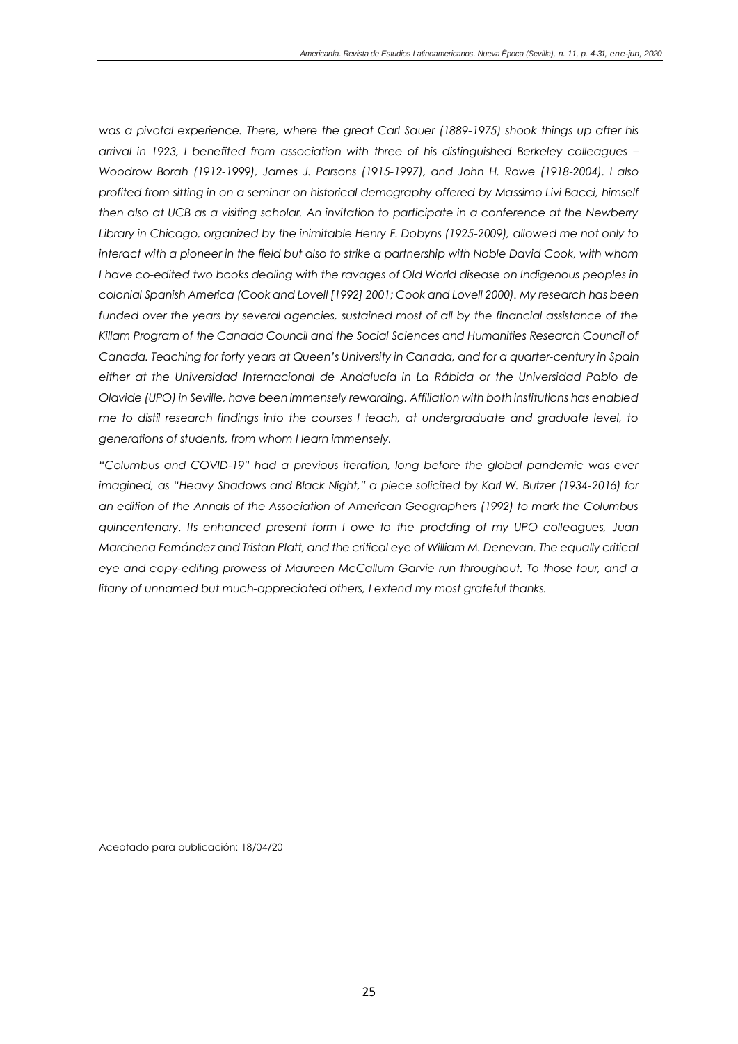*was a pivotal experience. There, where the great Carl Sauer (1889-1975) shook things up after his arrival in 1923, I benefited from association with three of his distinguished Berkeley colleagues – Woodrow Borah (1912-1999), James J. Parsons (1915-1997), and John H. Rowe (1918-2004). I also profited from sitting in on a seminar on historical demography offered by Massimo Livi Bacci, himself then also at UCB as a visiting scholar. An invitation to participate in a conference at the Newberry Library in Chicago, organized by the inimitable Henry F. Dobyns (1925-2009), allowed me not only to interact with a pioneer in the field but also to strike a partnership with Noble David Cook, with whom I have co-edited two books dealing with the ravages of Old World disease on Indigenous peoples in colonial Spanish America (Cook and Lovell [1992] 2001; Cook and Lovell 2000). My research has been funded over the years by several agencies, sustained most of all by the financial assistance of the Killam Program of the Canada Council and the Social Sciences and Humanities Research Council of Canada. Teaching for forty years at Queen's University in Canada, and for a quarter-century in Spain either at the Universidad Internacional de Andalucía in La Rábida or the Universidad Pablo de Olavide (UPO) in Seville, have been immensely rewarding. Affiliation with both institutions has enabled me to distil research findings into the courses I teach, at undergraduate and graduate level, to generations of students, from whom I learn immensely.*

*"Columbus and COVID-19" had a previous iteration, long before the global pandemic was ever imagined, as "Heavy Shadows and Black Night," a piece solicited by Karl W. Butzer (1934-2016) for an edition of the Annals of the Association of American Geographers (1992) to mark the Columbus quincentenary. Its enhanced present form I owe to the prodding of my UPO colleagues, Juan Marchena Fernández and Tristan Platt, and the critical eye of William M. Denevan. The equally critical eye and copy-editing prowess of Maureen McCallum Garvie run throughout. To those four, and a litany of unnamed but much-appreciated others, I extend my most grateful thanks.*

Aceptado para publicación: 18/04/20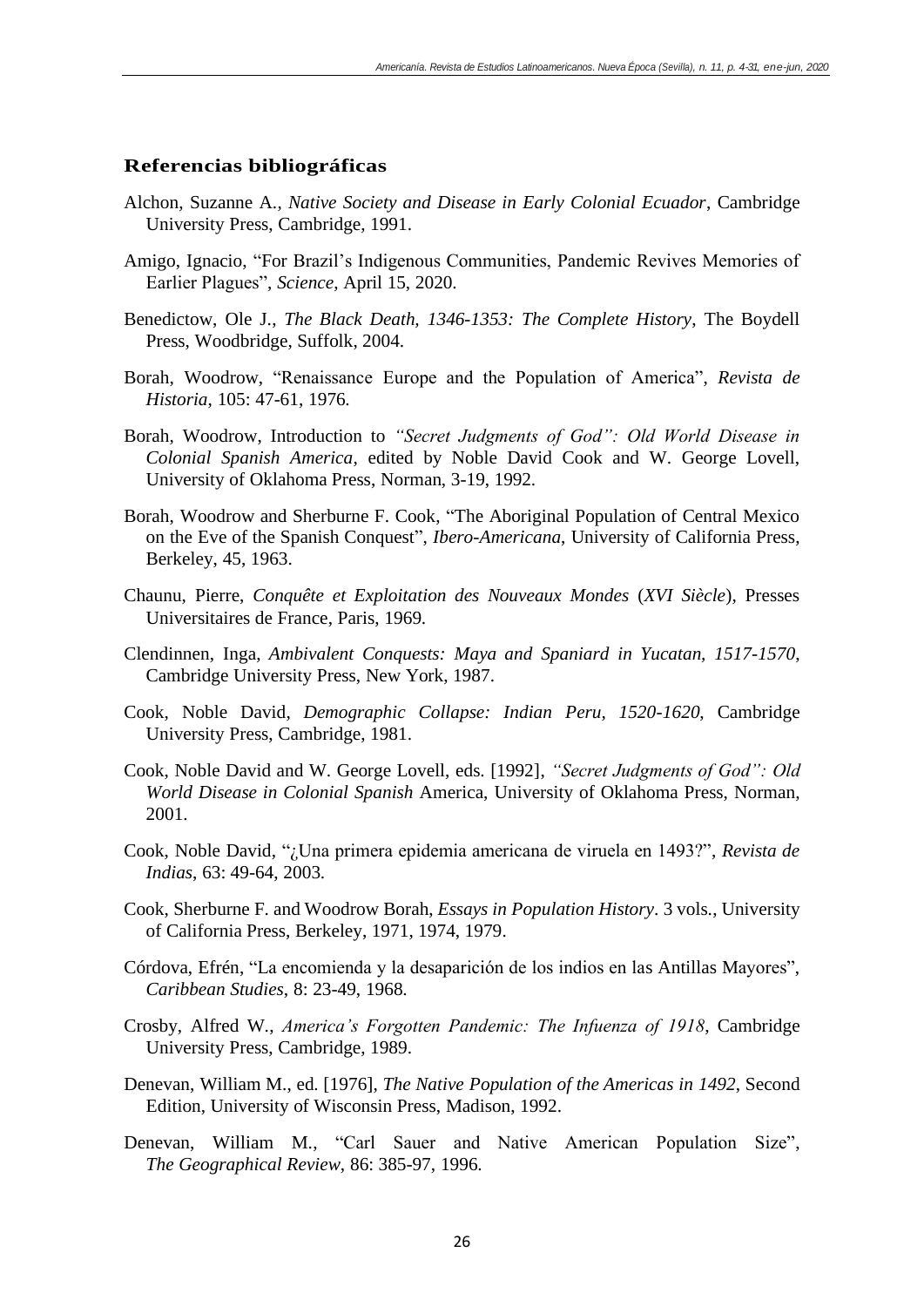## Referencias bibliográficas

Alchon, Suzanne A., *Native Society and Disease in Early Colonial Ecuador*, Cambridge University Press, Cambridge, 1991.

Amigo, Ignacio, "For Brazil's Indigenous Communities, Pandemic Revives Memories of Earlier Plagues", *Science*, April 15, 2020.

Benedictow, Ole J., *The Black Death, 1346-1353: The Complete History*, The Boydell Press, Woodbridge, Suffolk, 2004.

Borah, Woodrow, "Renaissance Europe and the Population of America", *Revista de Historia*, 105: 47-61, 1976.

Borah, Woodrow, Introduction to *"Secret Judgments of God": Old World Disease in Colonial Spanish America*, edited by Noble David Cook and W. George Lovell, University of Oklahoma Press, Norman, 3-19, 1992.

Borah, Woodrow and Sherburne F. Cook, "The Aboriginal Population of Central Mexico on the Eve of the Spanish Conquest", *Ibero-Americana*, University of California Press, Berkeley, 45, 1963.

Chaunu, Pierre, *Conquête et Exploitation des Nouveaux Mondes* (*XVI Siècle*), Presses Universitaires de France, Paris, 1969.

Clendinnen, Inga, *Ambivalent Conquests: Maya and Spaniard in Yucatan, 1517-1570*, Cambridge University Press, New York, 1987.

Cook, Noble David, *Demographic Collapse: Indian Peru, 1520-1620*, Cambridge University Press, Cambridge, 1981.

Cook, Noble David and W. George Lovell, eds. [1992], *"Secret Judgments of God": Old World Disease in Colonial Spanish* America, University of Oklahoma Press, Norman, 2001.

Cook, Noble David, "¿Una primera epidemia americana de viruela en 1493?", *Revista de Indias*, 63: 49-64, 2003.

Cook, Sherburne F. and Woodrow Borah, *Essays in Population History*. 3 vols., University of California Press, Berkeley, 1971, 1974, 1979.

Córdova, Efrén, "La encomienda y la desaparición de los indios en las Antillas Mayores", *Caribbean Studies*, 8: 23-49, 1968.

Crosby, Alfred W., *America's Forgotten Pandemic: The Infuenza of 1918*, Cambridge University Press, Cambridge, 1989.

Denevan, William M., ed. [1976], *The Native Population of the Americas in 1492*, Second Edition, University of Wisconsin Press, Madison, 1992.

Denevan, William M., "Carl Sauer and Native American Population Size", *The Geographical Review*, 86: 385-97, 1996.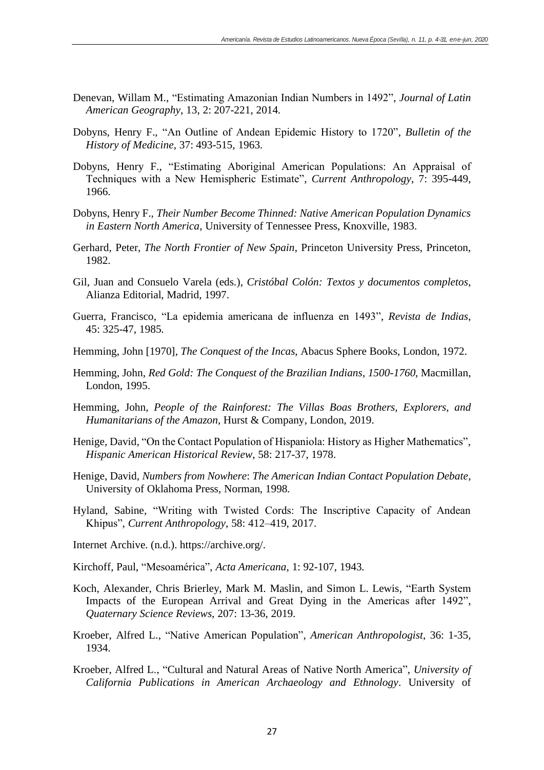Denevan, Willam M., "Estimating Amazonian Indian Numbers in 1492", *Journal of Latin American Geography*, 13, 2: 207-221, 2014.

Dobyns, Henry F., "An Outline of Andean Epidemic History to 1720", *Bulletin of the History of Medicine*, 37: 493-515, 1963.

Dobyns, Henry F., "Estimating Aboriginal American Populations: An Appraisal of Techniques with a New Hemispheric Estimate", *Current Anthropology*, 7: 395-449, 1966.

Dobyns, Henry F., *Their Number Become Thinned: Native American Population Dynamics in Eastern North America*, University of Tennessee Press, Knoxville, 1983.

Gerhard, Peter, *The North Frontier of New Spain*, Princeton University Press, Princeton, 1982.

Gil, Juan and Consuelo Varela (eds.), *Cristóbal Colón: Textos y documentos completos*, Alianza Editorial, Madrid, 1997.

Guerra, Francisco, "La epidemia americana de influenza en 1493", *Revista de Indias*, 45: 325-47, 1985.

Hemming, John [1970], *The Conquest of the Incas*, Abacus Sphere Books, London, 1972.

Hemming, John, *Red Gold: The Conquest of the Brazilian Indians, 1500-1760*, Macmillan, London, 1995.

Hemming, John, *People of the Rainforest: The Villas Boas Brothers, Explorers, and Humanitarians of the Amazon*, Hurst & Company, London, 2019.

Henige, David, "On the Contact Population of Hispaniola: History as Higher Mathematics", *Hispanic American Historical Review*, 58: 217-37, 1978.

Henige, David, *Numbers from Nowhere*: *The American Indian Contact Population Debate*, University of Oklahoma Press, Norman, 1998.

Hyland, Sabine, "Writing with Twisted Cords: The Inscriptive Capacity of Andean Khipus", *Current Anthropology*, 58: 412–419, 2017.

Internet Archive. (n.d.). https://archive.org/.

Kirchoff, Paul, "Mesoamérica", *Acta Americana*, 1: 92-107, 1943.

Koch, Alexander, Chris Brierley, Mark M. Maslin, and Simon L. Lewis, "Earth System Impacts of the European Arrival and Great Dying in the Americas after 1492", *Quaternary Science Reviews*, 207: 13-36, 2019.

Kroeber, Alfred L., "Native American Population", *American Anthropologist*, 36: 1-35, 1934.

Kroeber, Alfred L., "Cultural and Natural Areas of Native North America", *University of California Publications in American Archaeology and Ethnology*. University of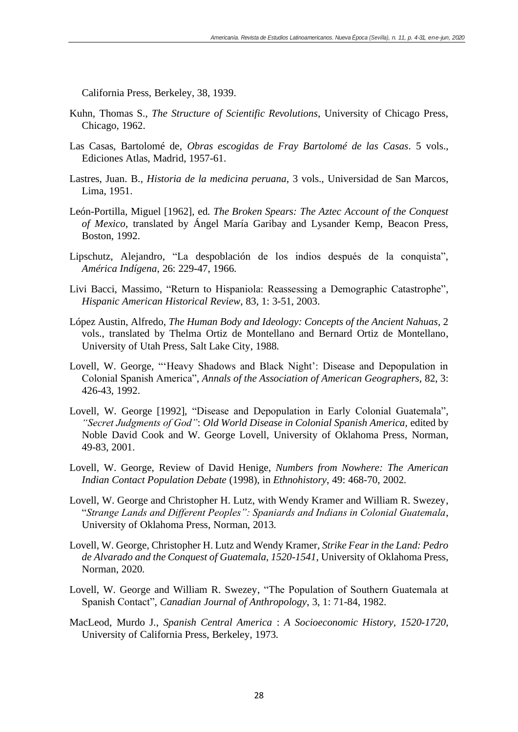California Press, Berkeley, 38, 1939.

Kuhn, Thomas S., *The Structure of Scientific Revolutions*, University of Chicago Press, Chicago, 1962.

Las Casas, Bartolomé de, *Obras escogidas de Fray Bartolomé de las Casas*. 5 vols., Ediciones Atlas, Madrid, 1957-61.

Lastres, Juan. B., *Historia de la medicina peruana*, 3 vols., Universidad de San Marcos, Lima, 1951.

León-Portilla, Miguel [1962], ed. *The Broken Spears: The Aztec Account of the Conquest of Mexico*, translated by Ángel María Garibay and Lysander Kemp, Beacon Press, Boston, 1992.

Lipschutz, Alejandro, "La despoblación de los indios después de la conquista", *América Indígena*, 26: 229-47, 1966.

Livi Bacci, Massimo, "Return to Hispaniola: Reassessing a Demographic Catastrophe", *Hispanic American Historical Review*, 83, 1: 3-51, 2003.

López Austin, Alfredo, *The Human Body and Ideology: Concepts of the Ancient Nahuas*, 2 vols., translated by Thelma Ortiz de Montellano and Bernard Ortiz de Montellano, University of Utah Press, Salt Lake City, 1988.

Lovell, W. George, "'Heavy Shadows and Black Night': Disease and Depopulation in Colonial Spanish America", *Annals of the Association of American Geographers*, 82, 3: 426-43, 1992.

Lovell, W. George [1992], "Disease and Depopulation in Early Colonial Guatemala", *"Secret Judgments of God"*: *Old World Disease in Colonial Spanish America*, edited by Noble David Cook and W. George Lovell, University of Oklahoma Press, Norman, 49-83, 2001.

Lovell, W. George, Review of David Henige, *Numbers from Nowhere: The American Indian Contact Population Debate* (1998), in *Ethnohistory*, 49: 468-70, 2002.

Lovell, W. George and Christopher H. Lutz, with Wendy Kramer and William R. Swezey, "*Strange Lands and Different Peoples": Spaniards and Indians in Colonial Guatemala*, University of Oklahoma Press, Norman, 2013.

Lovell, W. George, Christopher H. Lutz and Wendy Kramer, *Strike Fear in the Land: Pedro de Alvarado and the Conquest of Guatemala, 1520-1541*, University of Oklahoma Press, Norman, 2020.

Lovell, W. George and William R. Swezey, "The Population of Southern Guatemala at Spanish Contact", *Canadian Journal of Anthropology*, 3, 1: 71-84, 1982.

MacLeod, Murdo J., *Spanish Central America* : *A Socioeconomic History, 1520-1720*, University of California Press, Berkeley, 1973.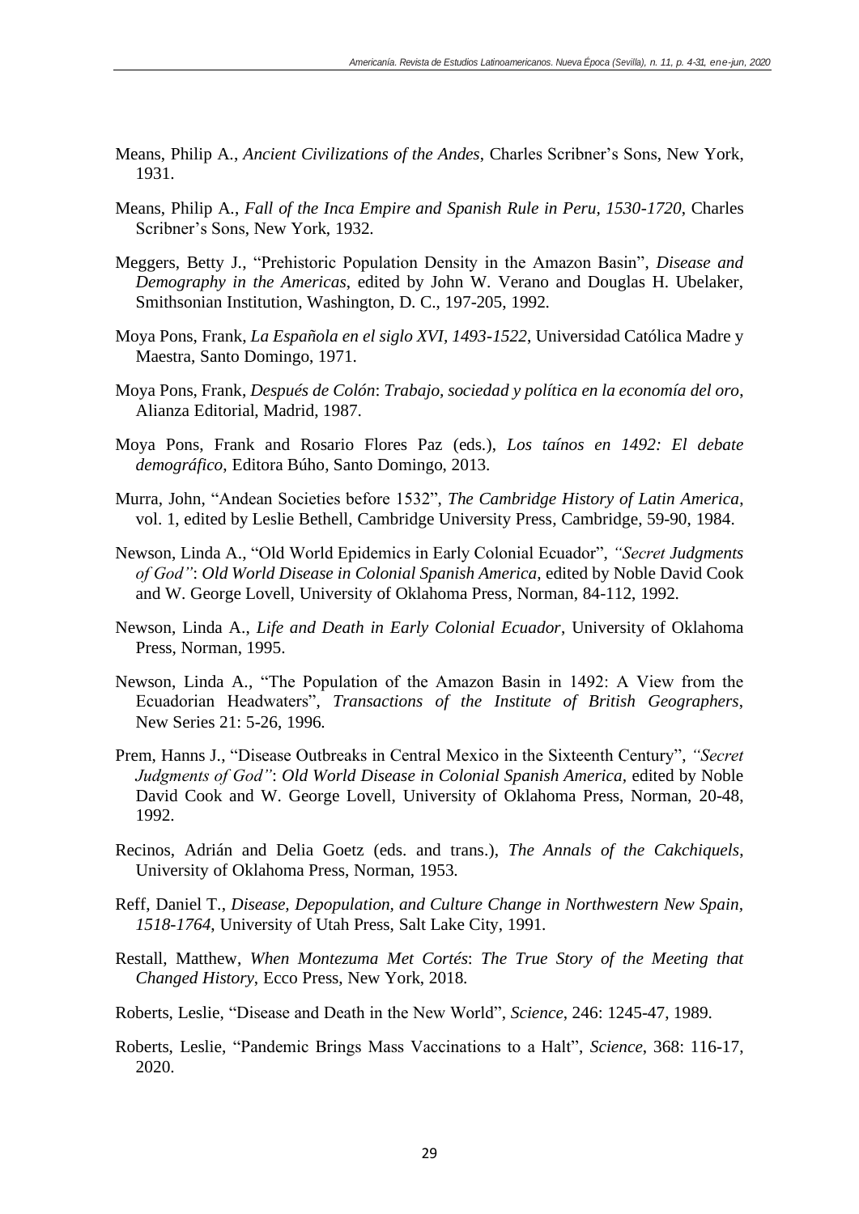Means, Philip A., *Ancient Civilizations of the Andes*, Charles Scribner's Sons, New York, 1931.

Means, Philip A., *Fall of the Inca Empire and Spanish Rule in Peru, 1530-1720*, Charles Scribner's Sons, New York, 1932.

Meggers, Betty J., "Prehistoric Population Density in the Amazon Basin", *Disease and Demography in the Americas*, edited by John W. Verano and Douglas H. Ubelaker, Smithsonian Institution, Washington, D. C., 197-205, 1992.

Moya Pons, Frank, *La Española en el siglo XVI, 1493-1522*, Universidad Católica Madre y Maestra, Santo Domingo, 1971.

Moya Pons, Frank, *Después de Colón*: *Trabajo, sociedad y política en la economía del oro*, Alianza Editorial, Madrid, 1987.

Moya Pons, Frank and Rosario Flores Paz (eds.), *Los taínos en 1492: El debate demográfico*, Editora Búho, Santo Domingo, 2013.

Murra, John, "Andean Societies before 1532", *The Cambridge History of Latin America*, vol. 1, edited by Leslie Bethell, Cambridge University Press, Cambridge, 59-90, 1984.

Newson, Linda A., "Old World Epidemics in Early Colonial Ecuador", *"Secret Judgments of God"*: *Old World Disease in Colonial Spanish America*, edited by Noble David Cook and W. George Lovell, University of Oklahoma Press, Norman, 84-112, 1992.

Newson, Linda A., *Life and Death in Early Colonial Ecuador*, University of Oklahoma Press, Norman, 1995.

Newson, Linda A., "The Population of the Amazon Basin in 1492: A View from the Ecuadorian Headwaters", *Transactions of the Institute of British Geographers*, New Series 21: 5-26, 1996.

Prem, Hanns J., "Disease Outbreaks in Central Mexico in the Sixteenth Century", *"Secret Judgments of God"*: *Old World Disease in Colonial Spanish America*, edited by Noble David Cook and W. George Lovell, University of Oklahoma Press, Norman, 20-48, 1992.

Recinos, Adrián and Delia Goetz (eds. and trans.), *The Annals of the Cakchiquels*, University of Oklahoma Press, Norman, 1953.

Reff, Daniel T., *Disease, Depopulation, and Culture Change in Northwestern New Spain, 1518-1764*, University of Utah Press, Salt Lake City, 1991.

Restall, Matthew, *When Montezuma Met Cortés*: *The True Story of the Meeting that Changed History*, Ecco Press, New York, 2018.

Roberts, Leslie, "Disease and Death in the New World", *Science*, 246: 1245-47, 1989.

Roberts, Leslie, "Pandemic Brings Mass Vaccinations to a Halt", *Science*, 368: 116-17, 2020.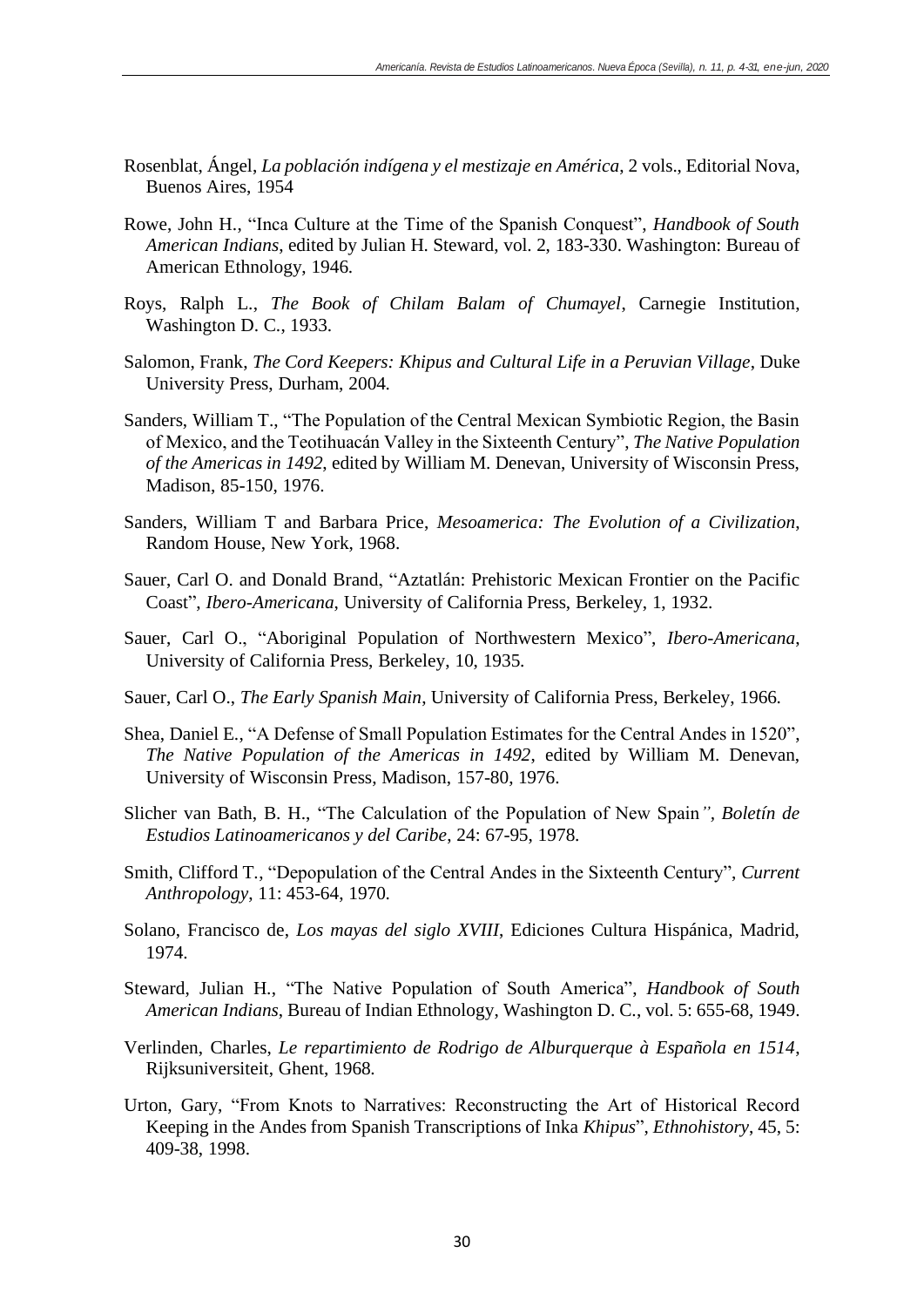Rosenblat, Ángel, *La población indígena y el mestizaje en América*, 2 vols., Editorial Nova, Buenos Aires, 1954

Rowe, John H., "Inca Culture at the Time of the Spanish Conquest", *Handbook of South American Indians*, edited by Julian H. Steward, vol. 2, 183-330. Washington: Bureau of American Ethnology, 1946.

Roys, Ralph L., *The Book of Chilam Balam of Chumayel*, Carnegie Institution, Washington D. C., 1933.

Salomon, Frank, *The Cord Keepers: Khipus and Cultural Life in a Peruvian Village*, Duke University Press, Durham, 2004.

Sanders, William T., "The Population of the Central Mexican Symbiotic Region, the Basin of Mexico, and the Teotihuacán Valley in the Sixteenth Century", *The Native Population of the Americas in 1492*, edited by William M. Denevan, University of Wisconsin Press, Madison, 85-150, 1976.

Sanders, William T and Barbara Price, *Mesoamerica: The Evolution of a Civilization*, Random House, New York, 1968.

Sauer, Carl O. and Donald Brand, "Aztatlán: Prehistoric Mexican Frontier on the Pacific Coast", *Ibero-Americana*, University of California Press, Berkeley, 1, 1932.

Sauer, Carl O., "Aboriginal Population of Northwestern Mexico", *Ibero-Americana*, University of California Press, Berkeley, 10, 1935.

Sauer, Carl O., *The Early Spanish Main*, University of California Press, Berkeley, 1966.

Shea, Daniel E., "A Defense of Small Population Estimates for the Central Andes in 1520", *The Native Population of the Americas in 1492*, edited by William M. Denevan, University of Wisconsin Press, Madison, 157-80, 1976.

Slicher van Bath, B. H., "The Calculation of the Population of New Spain", *Boletín de Estudios Latinoamericanos y del Caribe*, 24: 67-95, 1978.

Smith, Clifford T., "Depopulation of the Central Andes in the Sixteenth Century", *Current Anthropology*, 11: 453-64, 1970.

Solano, Francisco de, *Los mayas del siglo XVIII*, Ediciones Cultura Hispánica, Madrid, 1974.

Steward, Julian H., "The Native Population of South America", *Handbook of South American Indians*, Bureau of Indian Ethnology, Washington D. C., vol. 5: 655-68, 1949.

Verlinden, Charles, *Le repartimiento de Rodrigo de Alburquerque à Española en 1514*, Rijksuniversiteit, Ghent, 1968.

Urton, Gary, "From Knots to Narratives: Reconstructing the Art of Historical Record Keeping in the Andes from Spanish Transcriptions of Inka *Khipus*", *Ethnohistory*, 45, 5: 409-38, 1998.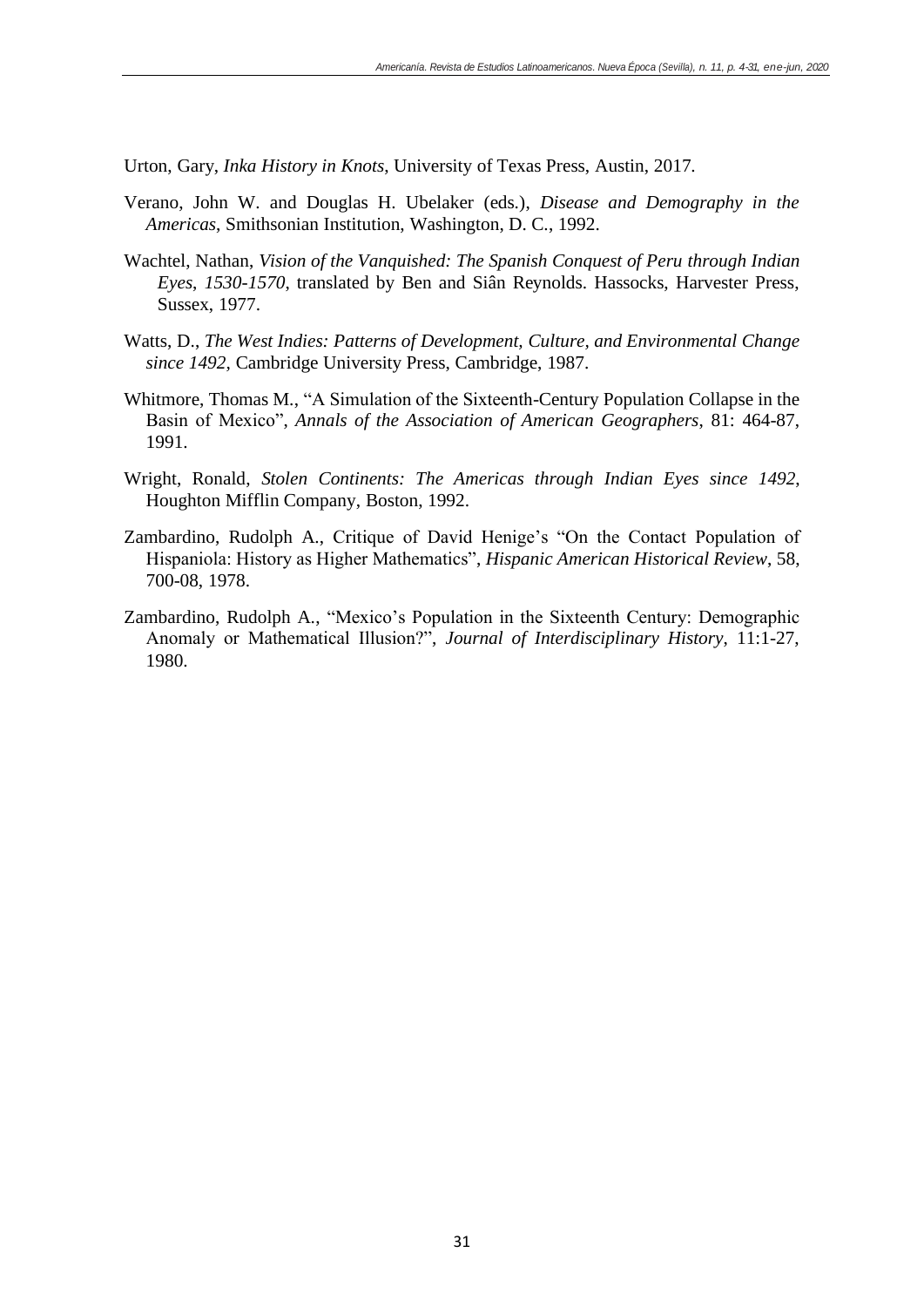Urton, Gary, *Inka History in Knots*, University of Texas Press, Austin, 2017.

Verano, John W. and Douglas H. Ubelaker (eds.), *Disease and Demography in the Americas*, Smithsonian Institution, Washington, D. C., 1992.

Wachtel, Nathan, *Vision of the Vanquished: The Spanish Conquest of Peru through Indian Eyes, 1530-1570*, translated by Ben and Siân Reynolds. Hassocks, Harvester Press, Sussex, 1977.

Watts, D., *The West Indies: Patterns of Development, Culture, and Environmental Change since 1492*, Cambridge University Press, Cambridge, 1987.

Whitmore, Thomas M., "A Simulation of the Sixteenth-Century Population Collapse in the Basin of Mexico", *Annals of the Association of American Geographers*, 81: 464-87, 1991.

Wright, Ronald, *Stolen Continents: The Americas through Indian Eyes since 1492*, Houghton Mifflin Company, Boston, 1992.

Zambardino, Rudolph A., Critique of David Henige's "On the Contact Population of Hispaniola: History as Higher Mathematics", *Hispanic American Historical Review*, 58, 700-08, 1978.

Zambardino, Rudolph A., "Mexico's Population in the Sixteenth Century: Demographic Anomaly or Mathematical Illusion?", *Journal of Interdisciplinary History*, 11:1-27, 1980.